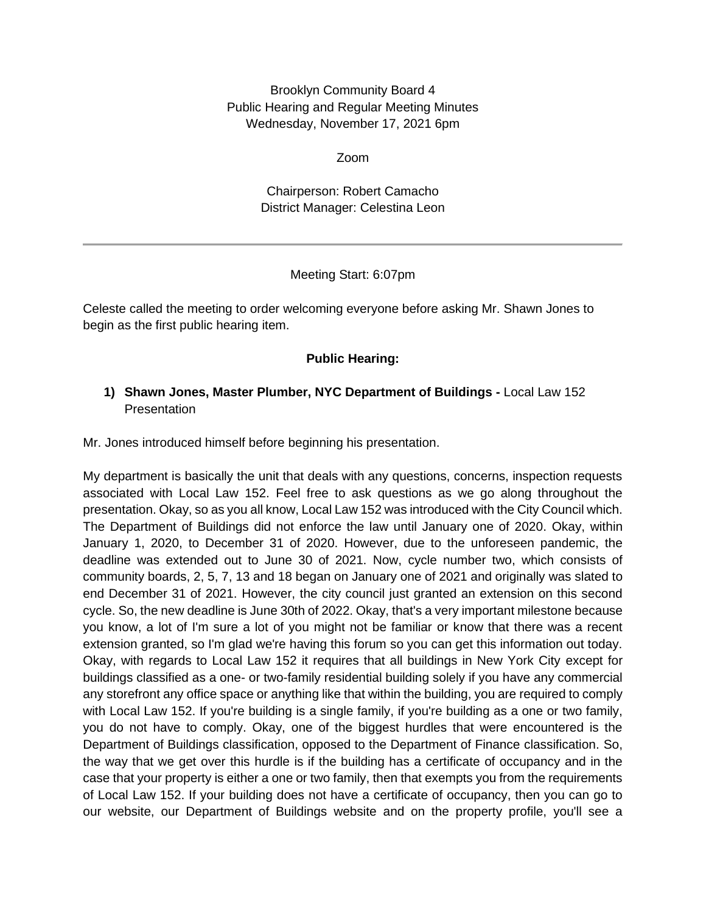Brooklyn Community Board 4
Public Hearing and Regular Meeting Minutes
Wednesday, November 17, 2021 6pm

Zoom

Chairperson: Robert Camacho
District Manager: Celestina Leon

---

Meeting Start: 6:07pm

Celeste called the meeting to order welcoming everyone before asking Mr. Shawn Jones to begin as the first public hearing item.

**Public Hearing:**

1) **Shawn Jones, Master Plumber, NYC Department of Buildings -** Local Law 152 Presentation

Mr. Jones introduced himself before beginning his presentation.

My department is basically the unit that deals with any questions, concerns, inspection requests associated with Local Law 152. Feel free to ask questions as we go along throughout the presentation. Okay, so as you all know, Local Law 152 was introduced with the City Council which. The Department of Buildings did not enforce the law until January one of 2020. Okay, within January 1, 2020, to December 31 of 2020. However, due to the unforeseen pandemic, the deadline was extended out to June 30 of 2021. Now, cycle number two, which consists of community boards, 2, 5, 7, 13 and 18 began on January one of 2021 and originally was slated to end December 31 of 2021. However, the city council just granted an extension on this second cycle. So, the new deadline is June 30th of 2022. Okay, that's a very important milestone because you know, a lot of I'm sure a lot of you might not be familiar or know that there was a recent extension granted, so I'm glad we're having this forum so you can get this information out today. Okay, with regards to Local Law 152 it requires that all buildings in New York City except for buildings classified as a one- or two-family residential building solely if you have any commercial any storefront any office space or anything like that within the building, you are required to comply with Local Law 152. If you're building is a single family, if you're building as a one or two family, you do not have to comply. Okay, one of the biggest hurdles that were encountered is the Department of Buildings classification, opposed to the Department of Finance classification. So, the way that we get over this hurdle is if the building has a certificate of occupancy and in the case that your property is either a one or two family, then that exempts you from the requirements of Local Law 152. If your building does not have a certificate of occupancy, then you can go to our website, our Department of Buildings website and on the property profile, you'll see a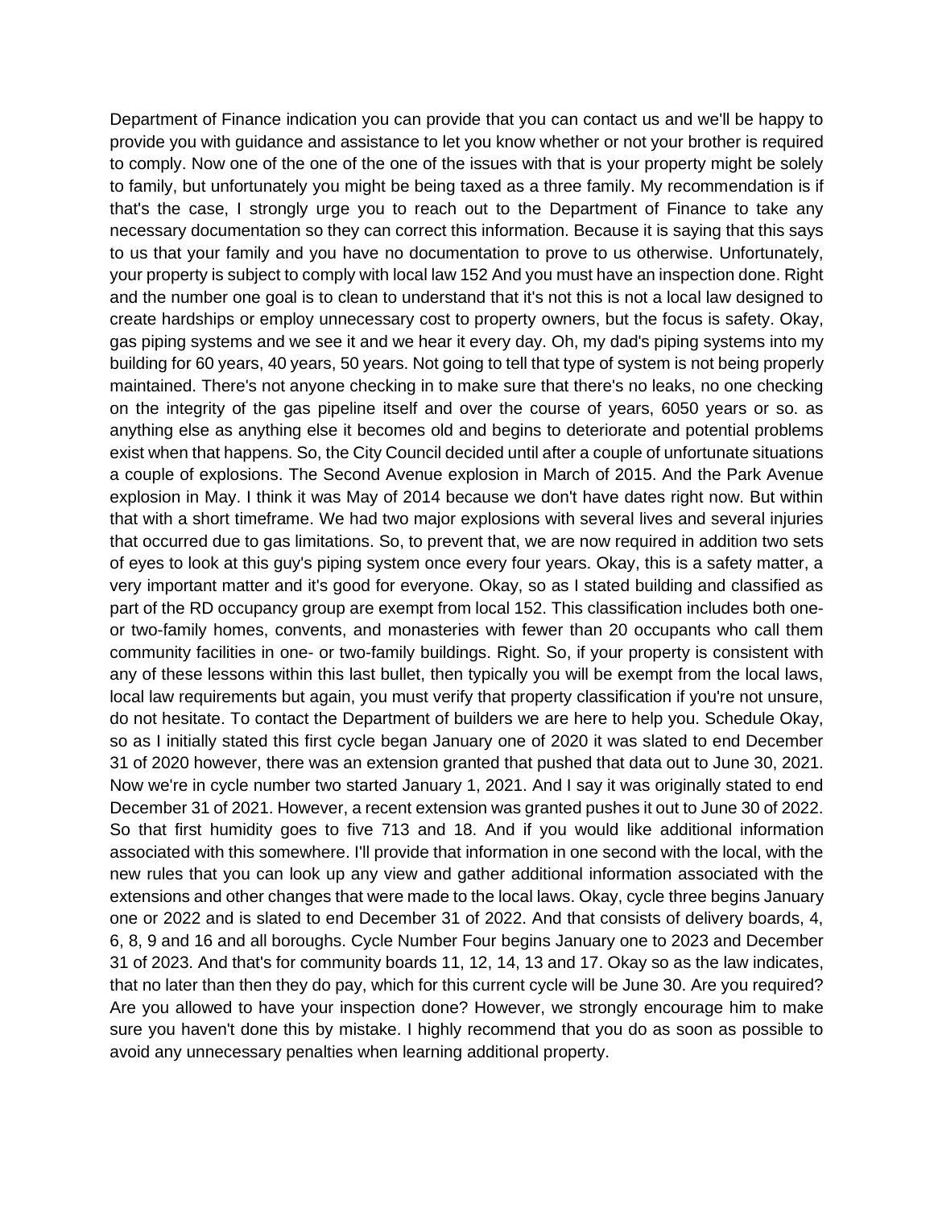Department of Finance indication you can provide that you can contact us and we'll be happy to provide you with guidance and assistance to let you know whether or not your brother is required to comply. Now one of the one of the one of the issues with that is your property might be solely to family, but unfortunately you might be being taxed as a three family. My recommendation is if that's the case, I strongly urge you to reach out to the Department of Finance to take any necessary documentation so they can correct this information. Because it is saying that this says to us that your family and you have no documentation to prove to us otherwise. Unfortunately, your property is subject to comply with local law 152 And you must have an inspection done. Right and the number one goal is to clean to understand that it's not this is not a local law designed to create hardships or employ unnecessary cost to property owners, but the focus is safety. Okay, gas piping systems and we see it and we hear it every day. Oh, my dad's piping systems into my building for 60 years, 40 years, 50 years. Not going to tell that type of system is not being properly maintained. There's not anyone checking in to make sure that there's no leaks, no one checking on the integrity of the gas pipeline itself and over the course of years, 6050 years or so. as anything else as anything else it becomes old and begins to deteriorate and potential problems exist when that happens. So, the City Council decided until after a couple of unfortunate situations a couple of explosions. The Second Avenue explosion in March of 2015. And the Park Avenue explosion in May. I think it was May of 2014 because we don't have dates right now. But within that with a short timeframe. We had two major explosions with several lives and several injuries that occurred due to gas limitations. So, to prevent that, we are now required in addition two sets of eyes to look at this guy's piping system once every four years. Okay, this is a safety matter, a very important matter and it's good for everyone. Okay, so as I stated building and classified as part of the RD occupancy group are exempt from local 152. This classification includes both one- or two-family homes, convents, and monasteries with fewer than 20 occupants who call them community facilities in one- or two-family buildings. Right. So, if your property is consistent with any of these lessons within this last bullet, then typically you will be exempt from the local laws, local law requirements but again, you must verify that property classification if you're not unsure, do not hesitate. To contact the Department of builders we are here to help you. Schedule Okay, so as I initially stated this first cycle began January one of 2020 it was slated to end December 31 of 2020 however, there was an extension granted that pushed that data out to June 30, 2021. Now we're in cycle number two started January 1, 2021. And I say it was originally stated to end December 31 of 2021. However, a recent extension was granted pushes it out to June 30 of 2022. So that first humidity goes to five 713 and 18. And if you would like additional information associated with this somewhere. I'll provide that information in one second with the local, with the new rules that you can look up any view and gather additional information associated with the extensions and other changes that were made to the local laws. Okay, cycle three begins January one or 2022 and is slated to end December 31 of 2022. And that consists of delivery boards, 4, 6, 8, 9 and 16 and all boroughs. Cycle Number Four begins January one to 2023 and December 31 of 2023. And that's for community boards 11, 12, 14, 13 and 17. Okay so as the law indicates, that no later than then they do pay, which for this current cycle will be June 30. Are you required? Are you allowed to have your inspection done? However, we strongly encourage him to make sure you haven't done this by mistake. I highly recommend that you do as soon as possible to avoid any unnecessary penalties when learning additional property.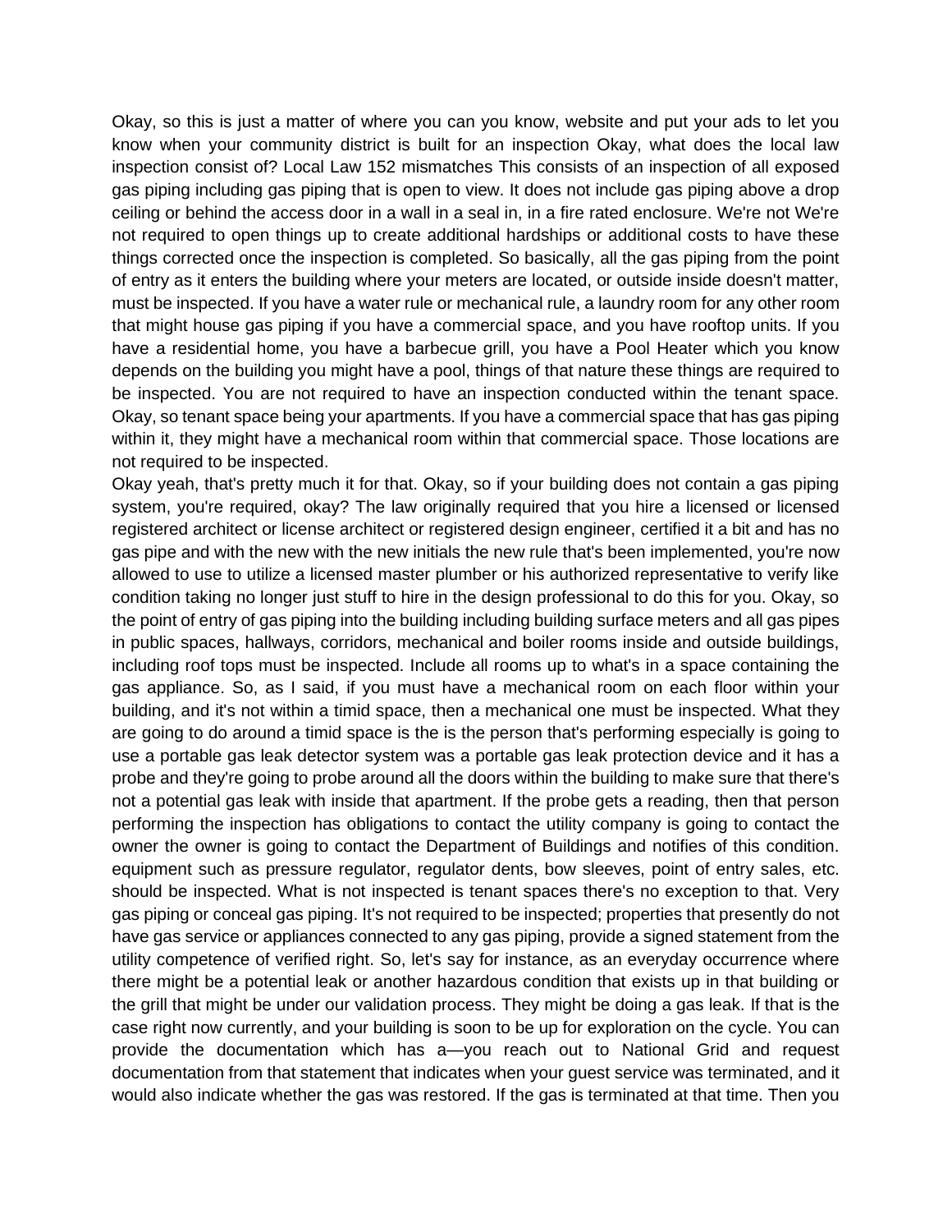Okay, so this is just a matter of where you can you know, website and put your ads to let you know when your community district is built for an inspection Okay, what does the local law inspection consist of? Local Law 152 mismatches This consists of an inspection of all exposed gas piping including gas piping that is open to view. It does not include gas piping above a drop ceiling or behind the access door in a wall in a seal in, in a fire rated enclosure. We're not We're not required to open things up to create additional hardships or additional costs to have these things corrected once the inspection is completed. So basically, all the gas piping from the point of entry as it enters the building where your meters are located, or outside inside doesn't matter, must be inspected. If you have a water rule or mechanical rule, a laundry room for any other room that might house gas piping if you have a commercial space, and you have rooftop units. If you have a residential home, you have a barbecue grill, you have a Pool Heater which you know depends on the building you might have a pool, things of that nature these things are required to be inspected. You are not required to have an inspection conducted within the tenant space. Okay, so tenant space being your apartments. If you have a commercial space that has gas piping within it, they might have a mechanical room within that commercial space. Those locations are not required to be inspected.

Okay yeah, that's pretty much it for that. Okay, so if your building does not contain a gas piping system, you're required, okay? The law originally required that you hire a licensed or licensed registered architect or license architect or registered design engineer, certified it a bit and has no gas pipe and with the new with the new initials the new rule that's been implemented, you're now allowed to use to utilize a licensed master plumber or his authorized representative to verify like condition taking no longer just stuff to hire in the design professional to do this for you. Okay, so the point of entry of gas piping into the building including building surface meters and all gas pipes in public spaces, hallways, corridors, mechanical and boiler rooms inside and outside buildings, including roof tops must be inspected. Include all rooms up to what's in a space containing the gas appliance. So, as I said, if you must have a mechanical room on each floor within your building, and it's not within a timid space, then a mechanical one must be inspected. What they are going to do around a timid space is the is the person that's performing especially is going to use a portable gas leak detector system was a portable gas leak protection device and it has a probe and they're going to probe around all the doors within the building to make sure that there's not a potential gas leak with inside that apartment. If the probe gets a reading, then that person performing the inspection has obligations to contact the utility company is going to contact the owner the owner is going to contact the Department of Buildings and notifies of this condition. equipment such as pressure regulator, regulator dents, bow sleeves, point of entry sales, etc. should be inspected. What is not inspected is tenant spaces there's no exception to that. Very gas piping or conceal gas piping. It's not required to be inspected; properties that presently do not have gas service or appliances connected to any gas piping, provide a signed statement from the utility competence of verified right. So, let's say for instance, as an everyday occurrence where there might be a potential leak or another hazardous condition that exists up in that building or the grill that might be under our validation process. They might be doing a gas leak. If that is the case right now currently, and your building is soon to be up for exploration on the cycle. You can provide the documentation which has a—you reach out to National Grid and request documentation from that statement that indicates when your guest service was terminated, and it would also indicate whether the gas was restored. If the gas is terminated at that time. Then you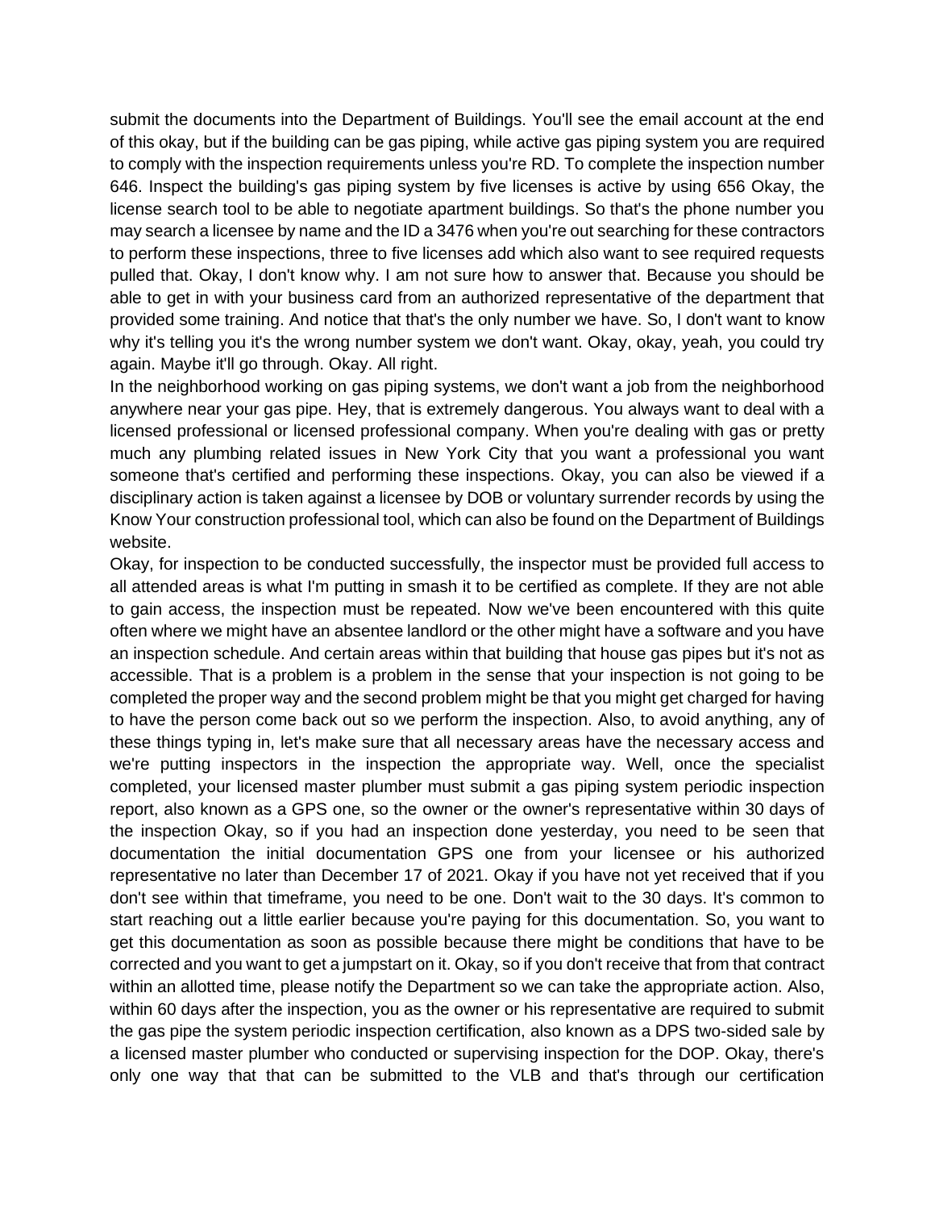submit the documents into the Department of Buildings. You'll see the email account at the end of this okay, but if the building can be gas piping, while active gas piping system you are required to comply with the inspection requirements unless you're RD. To complete the inspection number 646. Inspect the building's gas piping system by five licenses is active by using 656 Okay, the license search tool to be able to negotiate apartment buildings. So that's the phone number you may search a licensee by name and the ID a 3476 when you're out searching for these contractors to perform these inspections, three to five licenses add which also want to see required requests pulled that. Okay, I don't know why. I am not sure how to answer that. Because you should be able to get in with your business card from an authorized representative of the department that provided some training. And notice that that's the only number we have. So, I don't want to know why it's telling you it's the wrong number system we don't want. Okay, okay, yeah, you could try again. Maybe it'll go through. Okay. All right.

In the neighborhood working on gas piping systems, we don't want a job from the neighborhood anywhere near your gas pipe. Hey, that is extremely dangerous. You always want to deal with a licensed professional or licensed professional company. When you're dealing with gas or pretty much any plumbing related issues in New York City that you want a professional you want someone that's certified and performing these inspections. Okay, you can also be viewed if a disciplinary action is taken against a licensee by DOB or voluntary surrender records by using the Know Your construction professional tool, which can also be found on the Department of Buildings website.

Okay, for inspection to be conducted successfully, the inspector must be provided full access to all attended areas is what I'm putting in smash it to be certified as complete. If they are not able to gain access, the inspection must be repeated. Now we've been encountered with this quite often where we might have an absentee landlord or the other might have a software and you have an inspection schedule. And certain areas within that building that house gas pipes but it's not as accessible. That is a problem is a problem in the sense that your inspection is not going to be completed the proper way and the second problem might be that you might get charged for having to have the person come back out so we perform the inspection. Also, to avoid anything, any of these things typing in, let's make sure that all necessary areas have the necessary access and we're putting inspectors in the inspection the appropriate way. Well, once the specialist completed, your licensed master plumber must submit a gas piping system periodic inspection report, also known as a GPS one, so the owner or the owner's representative within 30 days of the inspection Okay, so if you had an inspection done yesterday, you need to be seen that documentation the initial documentation GPS one from your licensee or his authorized representative no later than December 17 of 2021. Okay if you have not yet received that if you don't see within that timeframe, you need to be one. Don't wait to the 30 days. It's common to start reaching out a little earlier because you're paying for this documentation. So, you want to get this documentation as soon as possible because there might be conditions that have to be corrected and you want to get a jumpstart on it. Okay, so if you don't receive that from that contract within an allotted time, please notify the Department so we can take the appropriate action. Also, within 60 days after the inspection, you as the owner or his representative are required to submit the gas pipe the system periodic inspection certification, also known as a DPS two-sided sale by a licensed master plumber who conducted or supervising inspection for the DOP. Okay, there's only one way that that can be submitted to the VLB and that's through our certification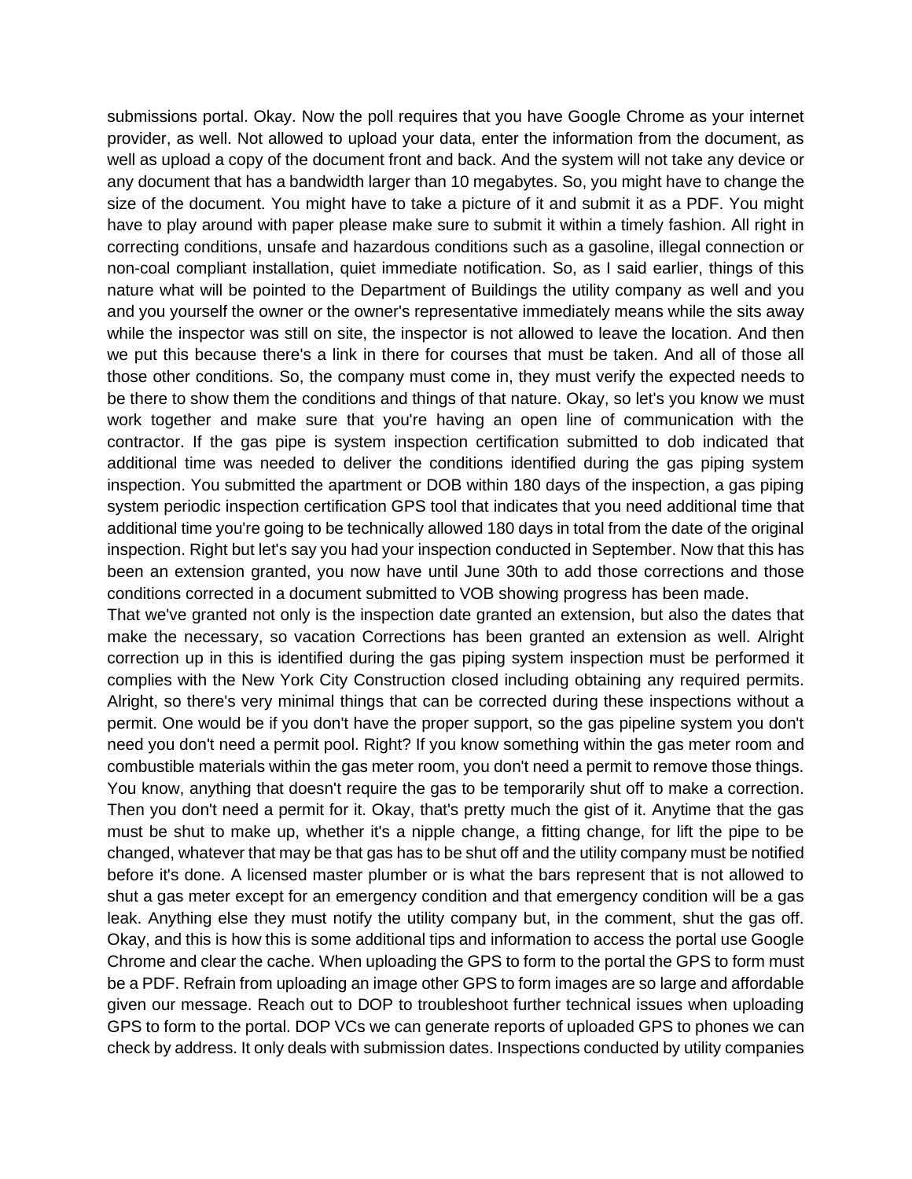submissions portal. Okay. Now the poll requires that you have Google Chrome as your internet provider, as well. Not allowed to upload your data, enter the information from the document, as well as upload a copy of the document front and back. And the system will not take any device or any document that has a bandwidth larger than 10 megabytes. So, you might have to change the size of the document. You might have to take a picture of it and submit it as a PDF. You might have to play around with paper please make sure to submit it within a timely fashion. All right in correcting conditions, unsafe and hazardous conditions such as a gasoline, illegal connection or non-coal compliant installation, quiet immediate notification. So, as I said earlier, things of this nature what will be pointed to the Department of Buildings the utility company as well and you and you yourself the owner or the owner's representative immediately means while the sits away while the inspector was still on site, the inspector is not allowed to leave the location. And then we put this because there's a link in there for courses that must be taken. And all of those all those other conditions. So, the company must come in, they must verify the expected needs to be there to show them the conditions and things of that nature. Okay, so let's you know we must work together and make sure that you're having an open line of communication with the contractor. If the gas pipe is system inspection certification submitted to dob indicated that additional time was needed to deliver the conditions identified during the gas piping system inspection. You submitted the apartment or DOB within 180 days of the inspection, a gas piping system periodic inspection certification GPS tool that indicates that you need additional time that additional time you're going to be technically allowed 180 days in total from the date of the original inspection. Right but let's say you had your inspection conducted in September. Now that this has been an extension granted, you now have until June 30th to add those corrections and those conditions corrected in a document submitted to VOB showing progress has been made.

That we've granted not only is the inspection date granted an extension, but also the dates that make the necessary, so vacation Corrections has been granted an extension as well. Alright correction up in this is identified during the gas piping system inspection must be performed it complies with the New York City Construction closed including obtaining any required permits. Alright, so there's very minimal things that can be corrected during these inspections without a permit. One would be if you don't have the proper support, so the gas pipeline system you don't need you don't need a permit pool. Right? If you know something within the gas meter room and combustible materials within the gas meter room, you don't need a permit to remove those things. You know, anything that doesn't require the gas to be temporarily shut off to make a correction. Then you don't need a permit for it. Okay, that's pretty much the gist of it. Anytime that the gas must be shut to make up, whether it's a nipple change, a fitting change, for lift the pipe to be changed, whatever that may be that gas has to be shut off and the utility company must be notified before it's done. A licensed master plumber or is what the bars represent that is not allowed to shut a gas meter except for an emergency condition and that emergency condition will be a gas leak. Anything else they must notify the utility company but, in the comment, shut the gas off. Okay, and this is how this is some additional tips and information to access the portal use Google Chrome and clear the cache. When uploading the GPS to form to the portal the GPS to form must be a PDF. Refrain from uploading an image other GPS to form images are so large and affordable given our message. Reach out to DOP to troubleshoot further technical issues when uploading GPS to form to the portal. DOP VCs we can generate reports of uploaded GPS to phones we can check by address. It only deals with submission dates. Inspections conducted by utility companies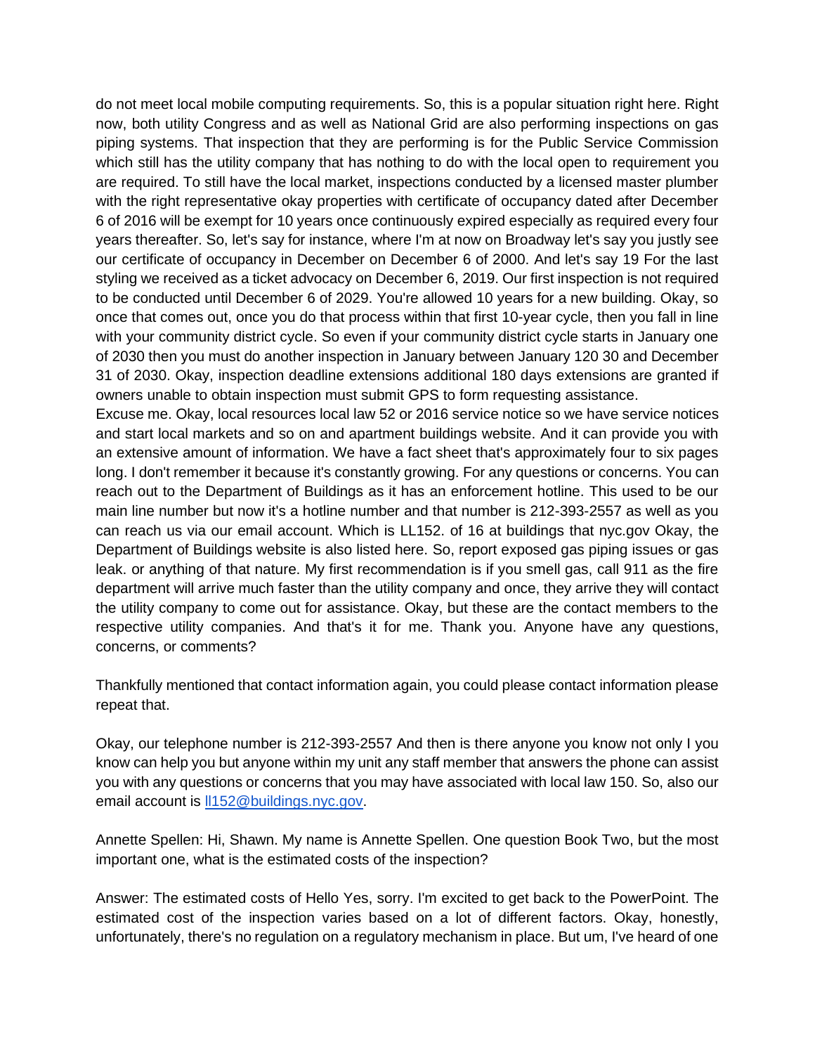do not meet local mobile computing requirements. So, this is a popular situation right here. Right now, both utility Congress and as well as National Grid are also performing inspections on gas piping systems. That inspection that they are performing is for the Public Service Commission which still has the utility company that has nothing to do with the local open to requirement you are required. To still have the local market, inspections conducted by a licensed master plumber with the right representative okay properties with certificate of occupancy dated after December 6 of 2016 will be exempt for 10 years once continuously expired especially as required every four years thereafter. So, let's say for instance, where I'm at now on Broadway let's say you justly see our certificate of occupancy in December on December 6 of 2000. And let's say 19 For the last styling we received as a ticket advocacy on December 6, 2019. Our first inspection is not required to be conducted until December 6 of 2029. You're allowed 10 years for a new building. Okay, so once that comes out, once you do that process within that first 10-year cycle, then you fall in line with your community district cycle. So even if your community district cycle starts in January one of 2030 then you must do another inspection in January between January 120 30 and December 31 of 2030. Okay, inspection deadline extensions additional 180 days extensions are granted if owners unable to obtain inspection must submit GPS to form requesting assistance.

Excuse me. Okay, local resources local law 52 or 2016 service notice so we have service notices and start local markets and so on and apartment buildings website. And it can provide you with an extensive amount of information. We have a fact sheet that's approximately four to six pages long. I don't remember it because it's constantly growing. For any questions or concerns. You can reach out to the Department of Buildings as it has an enforcement hotline. This used to be our main line number but now it's a hotline number and that number is 212-393-2557 as well as you can reach us via our email account. Which is LL152. of 16 at buildings that nyc.gov Okay, the Department of Buildings website is also listed here. So, report exposed gas piping issues or gas leak. or anything of that nature. My first recommendation is if you smell gas, call 911 as the fire department will arrive much faster than the utility company and once, they arrive they will contact the utility company to come out for assistance. Okay, but these are the contact members to the respective utility companies. And that's it for me. Thank you. Anyone have any questions, concerns, or comments?

Thankfully mentioned that contact information again, you could please contact information please repeat that.

Okay, our telephone number is 212-393-2557 And then is there anyone you know not only I you know can help you but anyone within my unit any staff member that answers the phone can assist you with any questions or concerns that you may have associated with local law 150. So, also our email account is ll152@buildings.nyc.gov.

Annette Spellen: Hi, Shawn. My name is Annette Spellen. One question Book Two, but the most important one, what is the estimated costs of the inspection?

Answer: The estimated costs of Hello Yes, sorry. I'm excited to get back to the PowerPoint. The estimated cost of the inspection varies based on a lot of different factors. Okay, honestly, unfortunately, there's no regulation on a regulatory mechanism in place. But um, I've heard of one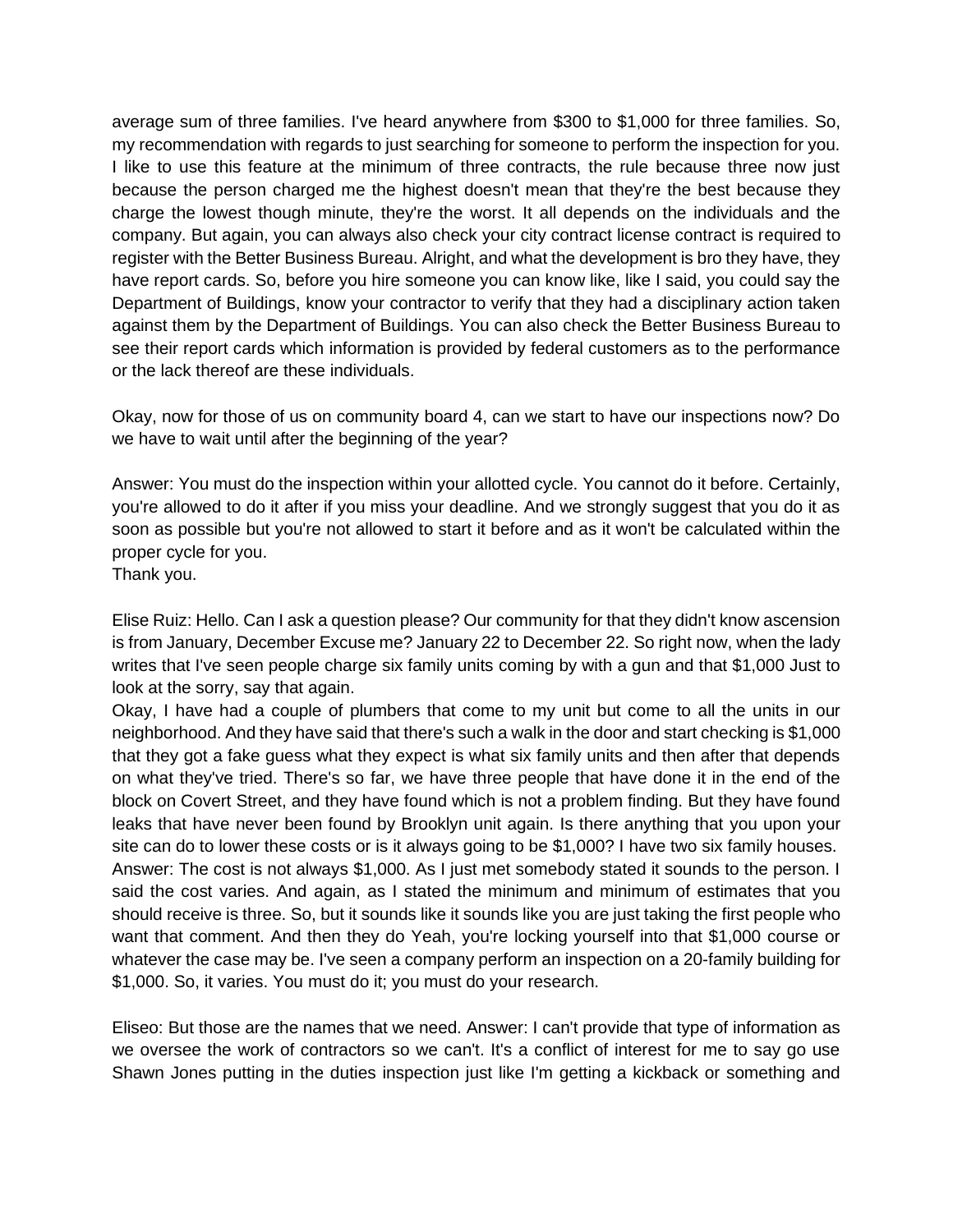average sum of three families. I've heard anywhere from $300 to $1,000 for three families. So, my recommendation with regards to just searching for someone to perform the inspection for you. I like to use this feature at the minimum of three contracts, the rule because three now just because the person charged me the highest doesn't mean that they're the best because they charge the lowest though minute, they're the worst. It all depends on the individuals and the company. But again, you can always also check your city contract license contract is required to register with the Better Business Bureau. Alright, and what the development is bro they have, they have report cards. So, before you hire someone you can know like, like I said, you could say the Department of Buildings, know your contractor to verify that they had a disciplinary action taken against them by the Department of Buildings. You can also check the Better Business Bureau to see their report cards which information is provided by federal customers as to the performance or the lack thereof are these individuals.

Okay, now for those of us on community board 4, can we start to have our inspections now? Do we have to wait until after the beginning of the year?

Answer: You must do the inspection within your allotted cycle. You cannot do it before. Certainly, you're allowed to do it after if you miss your deadline. And we strongly suggest that you do it as soon as possible but you're not allowed to start it before and as it won't be calculated within the proper cycle for you.
Thank you.

Elise Ruiz: Hello. Can I ask a question please? Our community for that they didn't know ascension is from January, December Excuse me? January 22 to December 22. So right now, when the lady writes that I've seen people charge six family units coming by with a gun and that $1,000 Just to look at the sorry, say that again.
Okay, I have had a couple of plumbers that come to my unit but come to all the units in our neighborhood. And they have said that there's such a walk in the door and start checking is $1,000 that they got a fake guess what they expect is what six family units and then after that depends on what they've tried. There's so far, we have three people that have done it in the end of the block on Covert Street, and they have found which is not a problem finding. But they have found leaks that have never been found by Brooklyn unit again. Is there anything that you upon your site can do to lower these costs or is it always going to be $1,000? I have two six family houses.
Answer: The cost is not always $1,000. As I just met somebody stated it sounds to the person. I said the cost varies. And again, as I stated the minimum and minimum of estimates that you should receive is three. So, but it sounds like it sounds like you are just taking the first people who want that comment. And then they do Yeah, you're locking yourself into that $1,000 course or whatever the case may be. I've seen a company perform an inspection on a 20-family building for $1,000. So, it varies. You must do it; you must do your research.

Eliseo: But those are the names that we need. Answer: I can't provide that type of information as we oversee the work of contractors so we can't. It's a conflict of interest for me to say go use Shawn Jones putting in the duties inspection just like I'm getting a kickback or something and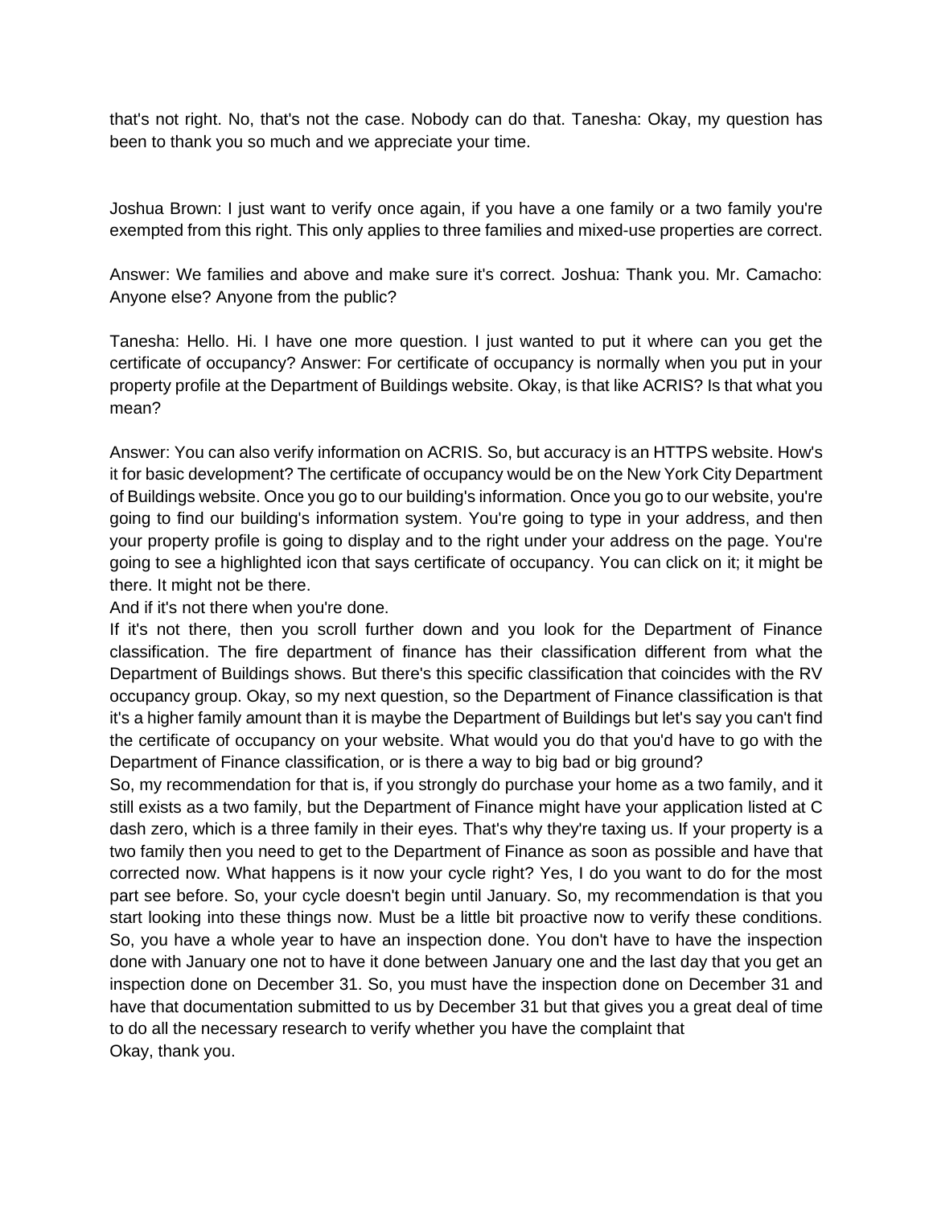that's not right. No, that's not the case. Nobody can do that. Tanesha: Okay, my question has been to thank you so much and we appreciate your time.

Joshua Brown: I just want to verify once again, if you have a one family or a two family you're exempted from this right. This only applies to three families and mixed-use properties are correct.

Answer: We families and above and make sure it's correct. Joshua: Thank you. Mr. Camacho: Anyone else? Anyone from the public?

Tanesha: Hello. Hi. I have one more question. I just wanted to put it where can you get the certificate of occupancy? Answer: For certificate of occupancy is normally when you put in your property profile at the Department of Buildings website. Okay, is that like ACRIS? Is that what you mean?

Answer: You can also verify information on ACRIS. So, but accuracy is an HTTPS website. How's it for basic development? The certificate of occupancy would be on the New York City Department of Buildings website. Once you go to our building's information. Once you go to our website, you're going to find our building's information system. You're going to type in your address, and then your property profile is going to display and to the right under your address on the page. You're going to see a highlighted icon that says certificate of occupancy. You can click on it; it might be there. It might not be there.
And if it's not there when you're done.
If it's not there, then you scroll further down and you look for the Department of Finance classification. The fire department of finance has their classification different from what the Department of Buildings shows. But there's this specific classification that coincides with the RV occupancy group. Okay, so my next question, so the Department of Finance classification is that it's a higher family amount than it is maybe the Department of Buildings but let's say you can't find the certificate of occupancy on your website. What would you do that you'd have to go with the Department of Finance classification, or is there a way to big bad or big ground?
So, my recommendation for that is, if you strongly do purchase your home as a two family, and it still exists as a two family, but the Department of Finance might have your application listed at C dash zero, which is a three family in their eyes. That's why they're taxing us. If your property is a two family then you need to get to the Department of Finance as soon as possible and have that corrected now. What happens is it now your cycle right? Yes, I do you want to do for the most part see before. So, your cycle doesn't begin until January. So, my recommendation is that you start looking into these things now. Must be a little bit proactive now to verify these conditions. So, you have a whole year to have an inspection done. You don't have to have the inspection done with January one not to have it done between January one and the last day that you get an inspection done on December 31. So, you must have the inspection done on December 31 and have that documentation submitted to us by December 31 but that gives you a great deal of time to do all the necessary research to verify whether you have the complaint that
Okay, thank you.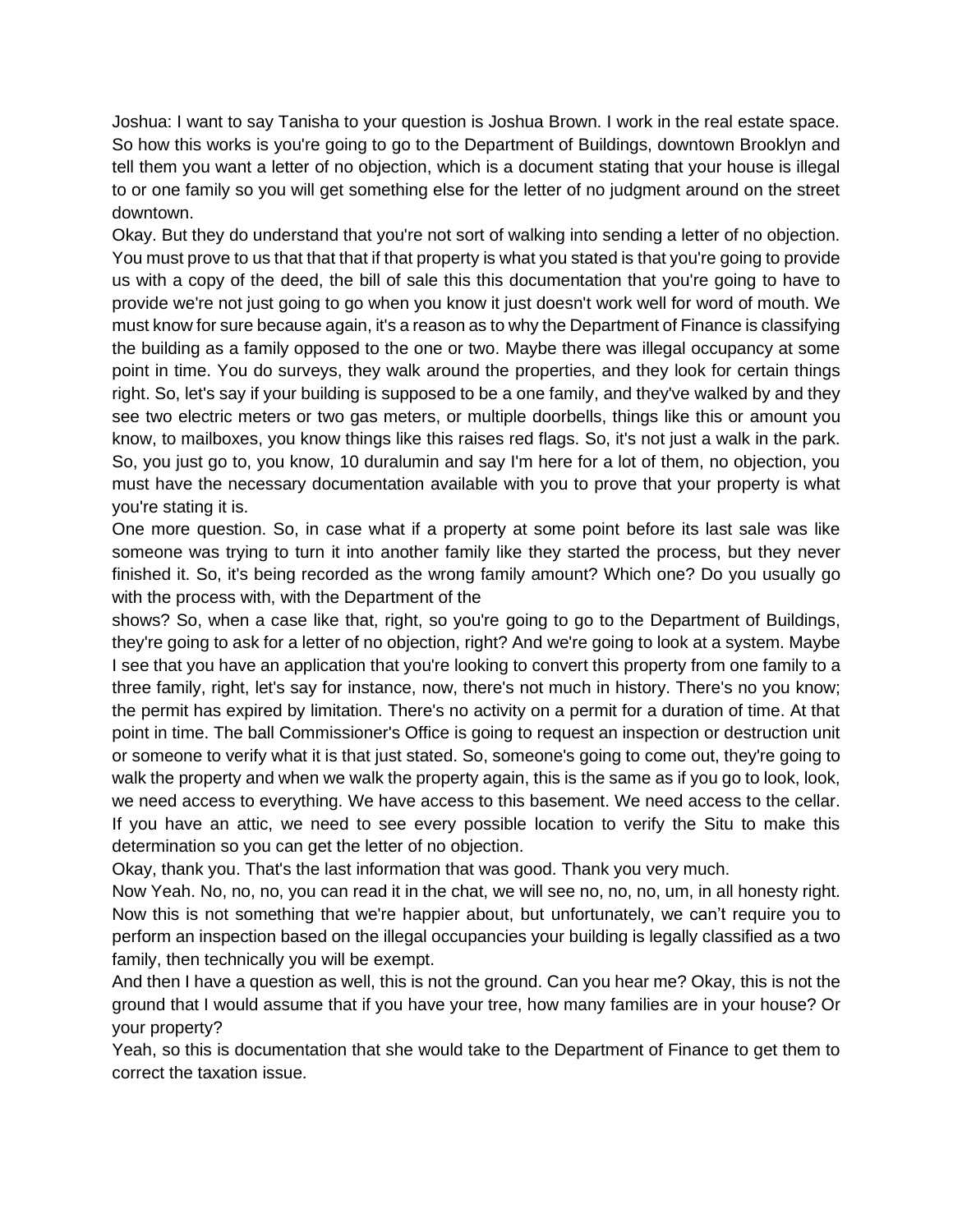Joshua: I want to say Tanisha to your question is Joshua Brown. I work in the real estate space. So how this works is you're going to go to the Department of Buildings, downtown Brooklyn and tell them you want a letter of no objection, which is a document stating that your house is illegal to or one family so you will get something else for the letter of no judgment around on the street downtown.

Okay. But they do understand that you're not sort of walking into sending a letter of no objection. You must prove to us that that that if that property is what you stated is that you're going to provide us with a copy of the deed, the bill of sale this this documentation that you're going to have to provide we're not just going to go when you know it just doesn't work well for word of mouth. We must know for sure because again, it's a reason as to why the Department of Finance is classifying the building as a family opposed to the one or two. Maybe there was illegal occupancy at some point in time. You do surveys, they walk around the properties, and they look for certain things right. So, let's say if your building is supposed to be a one family, and they've walked by and they see two electric meters or two gas meters, or multiple doorbells, things like this or amount you know, to mailboxes, you know things like this raises red flags. So, it's not just a walk in the park. So, you just go to, you know, 10 duralumin and say I'm here for a lot of them, no objection, you must have the necessary documentation available with you to prove that your property is what you're stating it is.

One more question. So, in case what if a property at some point before its last sale was like someone was trying to turn it into another family like they started the process, but they never finished it. So, it's being recorded as the wrong family amount? Which one? Do you usually go with the process with, with the Department of the

shows? So, when a case like that, right, so you're going to go to the Department of Buildings, they're going to ask for a letter of no objection, right? And we're going to look at a system. Maybe I see that you have an application that you're looking to convert this property from one family to a three family, right, let's say for instance, now, there's not much in history. There's no you know; the permit has expired by limitation. There's no activity on a permit for a duration of time. At that point in time. The ball Commissioner's Office is going to request an inspection or destruction unit or someone to verify what it is that just stated. So, someone's going to come out, they're going to walk the property and when we walk the property again, this is the same as if you go to look, look, we need access to everything. We have access to this basement. We need access to the cellar. If you have an attic, we need to see every possible location to verify the Situ to make this determination so you can get the letter of no objection.

Okay, thank you. That's the last information that was good. Thank you very much.

Now Yeah. No, no, no, you can read it in the chat, we will see no, no, no, um, in all honesty right. Now this is not something that we're happier about, but unfortunately, we can't require you to perform an inspection based on the illegal occupancies your building is legally classified as a two family, then technically you will be exempt.

And then I have a question as well, this is not the ground. Can you hear me? Okay, this is not the ground that I would assume that if you have your tree, how many families are in your house? Or your property?

Yeah, so this is documentation that she would take to the Department of Finance to get them to correct the taxation issue.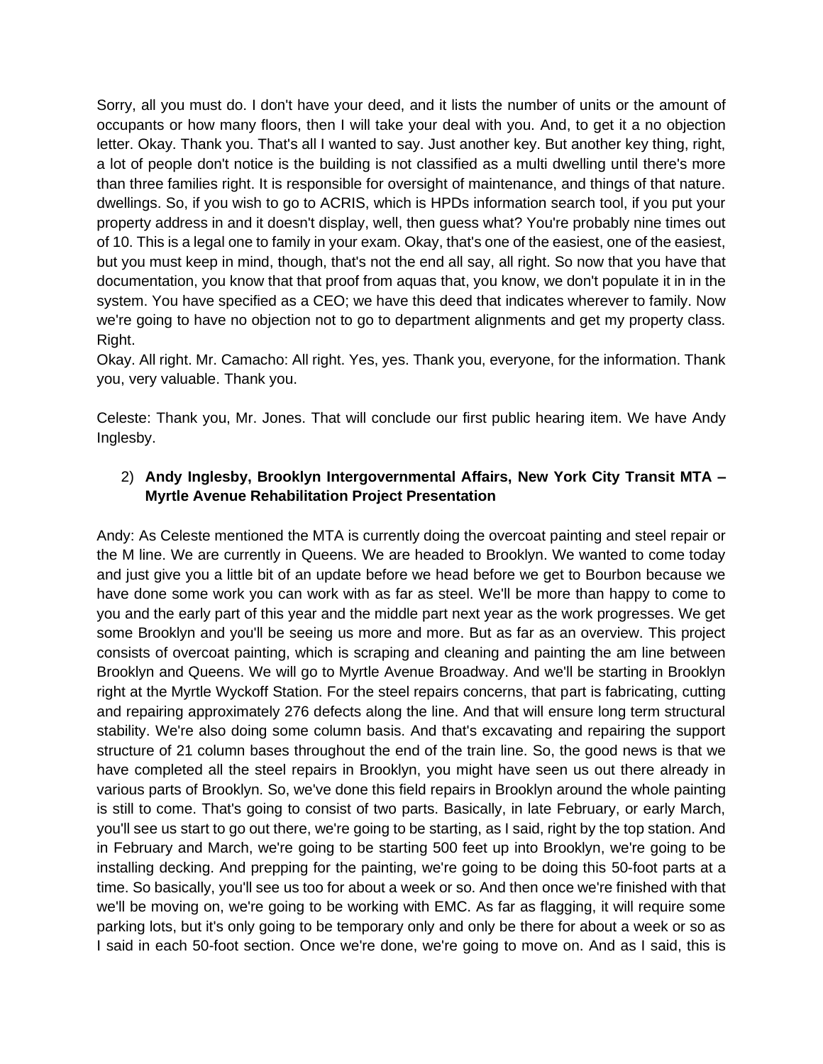Sorry, all you must do. I don't have your deed, and it lists the number of units or the amount of occupants or how many floors, then I will take your deal with you. And, to get it a no objection letter. Okay. Thank you. That's all I wanted to say. Just another key. But another key thing, right, a lot of people don't notice is the building is not classified as a multi dwelling until there's more than three families right. It is responsible for oversight of maintenance, and things of that nature. dwellings. So, if you wish to go to ACRIS, which is HPDs information search tool, if you put your property address in and it doesn't display, well, then guess what? You're probably nine times out of 10. This is a legal one to family in your exam. Okay, that's one of the easiest, one of the easiest, but you must keep in mind, though, that's not the end all say, all right. So now that you have that documentation, you know that that proof from aquas that, you know, we don't populate it in in the system. You have specified as a CEO; we have this deed that indicates wherever to family. Now we're going to have no objection not to go to department alignments and get my property class. Right.

Okay. All right. Mr. Camacho: All right. Yes, yes. Thank you, everyone, for the information. Thank you, very valuable. Thank you.

Celeste: Thank you, Mr. Jones. That will conclude our first public hearing item. We have Andy Inglesby.

2) **Andy Inglesby, Brooklyn Intergovernmental Affairs, New York City Transit MTA – Myrtle Avenue Rehabilitation Project Presentation**

Andy: As Celeste mentioned the MTA is currently doing the overcoat painting and steel repair or the M line. We are currently in Queens. We are headed to Brooklyn. We wanted to come today and just give you a little bit of an update before we head before we get to Bourbon because we have done some work you can work with as far as steel. We'll be more than happy to come to you and the early part of this year and the middle part next year as the work progresses. We get some Brooklyn and you'll be seeing us more and more. But as far as an overview. This project consists of overcoat painting, which is scraping and cleaning and painting the am line between Brooklyn and Queens. We will go to Myrtle Avenue Broadway. And we'll be starting in Brooklyn right at the Myrtle Wyckoff Station. For the steel repairs concerns, that part is fabricating, cutting and repairing approximately 276 defects along the line. And that will ensure long term structural stability. We're also doing some column basis. And that's excavating and repairing the support structure of 21 column bases throughout the end of the train line. So, the good news is that we have completed all the steel repairs in Brooklyn, you might have seen us out there already in various parts of Brooklyn. So, we've done this field repairs in Brooklyn around the whole painting is still to come. That's going to consist of two parts. Basically, in late February, or early March, you'll see us start to go out there, we're going to be starting, as I said, right by the top station. And in February and March, we're going to be starting 500 feet up into Brooklyn, we're going to be installing decking. And prepping for the painting, we're going to be doing this 50-foot parts at a time. So basically, you'll see us too for about a week or so. And then once we're finished with that we'll be moving on, we're going to be working with EMC. As far as flagging, it will require some parking lots, but it's only going to be temporary only and only be there for about a week or so as I said in each 50-foot section. Once we're done, we're going to move on. And as I said, this is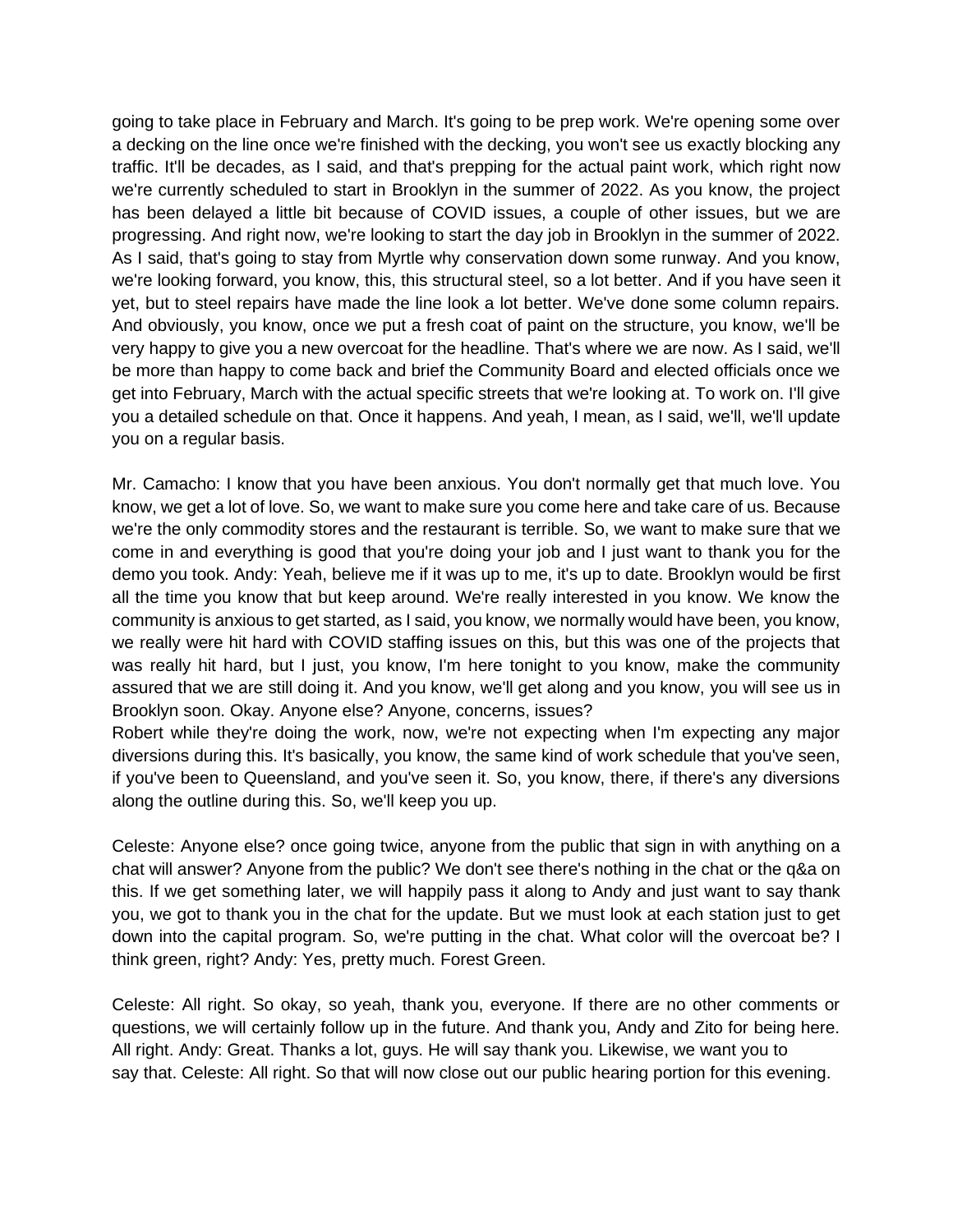going to take place in February and March. It's going to be prep work. We're opening some over a decking on the line once we're finished with the decking, you won't see us exactly blocking any traffic. It'll be decades, as I said, and that's prepping for the actual paint work, which right now we're currently scheduled to start in Brooklyn in the summer of 2022. As you know, the project has been delayed a little bit because of COVID issues, a couple of other issues, but we are progressing. And right now, we're looking to start the day job in Brooklyn in the summer of 2022. As I said, that's going to stay from Myrtle why conservation down some runway. And you know, we're looking forward, you know, this, this structural steel, so a lot better. And if you have seen it yet, but to steel repairs have made the line look a lot better. We've done some column repairs. And obviously, you know, once we put a fresh coat of paint on the structure, you know, we'll be very happy to give you a new overcoat for the headline. That's where we are now. As I said, we'll be more than happy to come back and brief the Community Board and elected officials once we get into February, March with the actual specific streets that we're looking at. To work on. I'll give you a detailed schedule on that. Once it happens. And yeah, I mean, as I said, we'll, we'll update you on a regular basis.

Mr. Camacho: I know that you have been anxious. You don't normally get that much love. You know, we get a lot of love. So, we want to make sure you come here and take care of us. Because we're the only commodity stores and the restaurant is terrible. So, we want to make sure that we come in and everything is good that you're doing your job and I just want to thank you for the demo you took. Andy: Yeah, believe me if it was up to me, it's up to date. Brooklyn would be first all the time you know that but keep around. We're really interested in you know. We know the community is anxious to get started, as I said, you know, we normally would have been, you know, we really were hit hard with COVID staffing issues on this, but this was one of the projects that was really hit hard, but I just, you know, I'm here tonight to you know, make the community assured that we are still doing it. And you know, we'll get along and you know, you will see us in Brooklyn soon. Okay. Anyone else? Anyone, concerns, issues?
Robert while they're doing the work, now, we're not expecting when I'm expecting any major diversions during this. It's basically, you know, the same kind of work schedule that you've seen, if you've been to Queensland, and you've seen it. So, you know, there, if there's any diversions along the outline during this. So, we'll keep you up.

Celeste: Anyone else? once going twice, anyone from the public that sign in with anything on a chat will answer? Anyone from the public? We don't see there's nothing in the chat or the q&a on this. If we get something later, we will happily pass it along to Andy and just want to say thank you, we got to thank you in the chat for the update. But we must look at each station just to get down into the capital program. So, we're putting in the chat. What color will the overcoat be? I think green, right? Andy: Yes, pretty much. Forest Green.

Celeste: All right. So okay, so yeah, thank you, everyone. If there are no other comments or questions, we will certainly follow up in the future. And thank you, Andy and Zito for being here. All right. Andy: Great. Thanks a lot, guys. He will say thank you. Likewise, we want you to say that. Celeste: All right. So that will now close out our public hearing portion for this evening.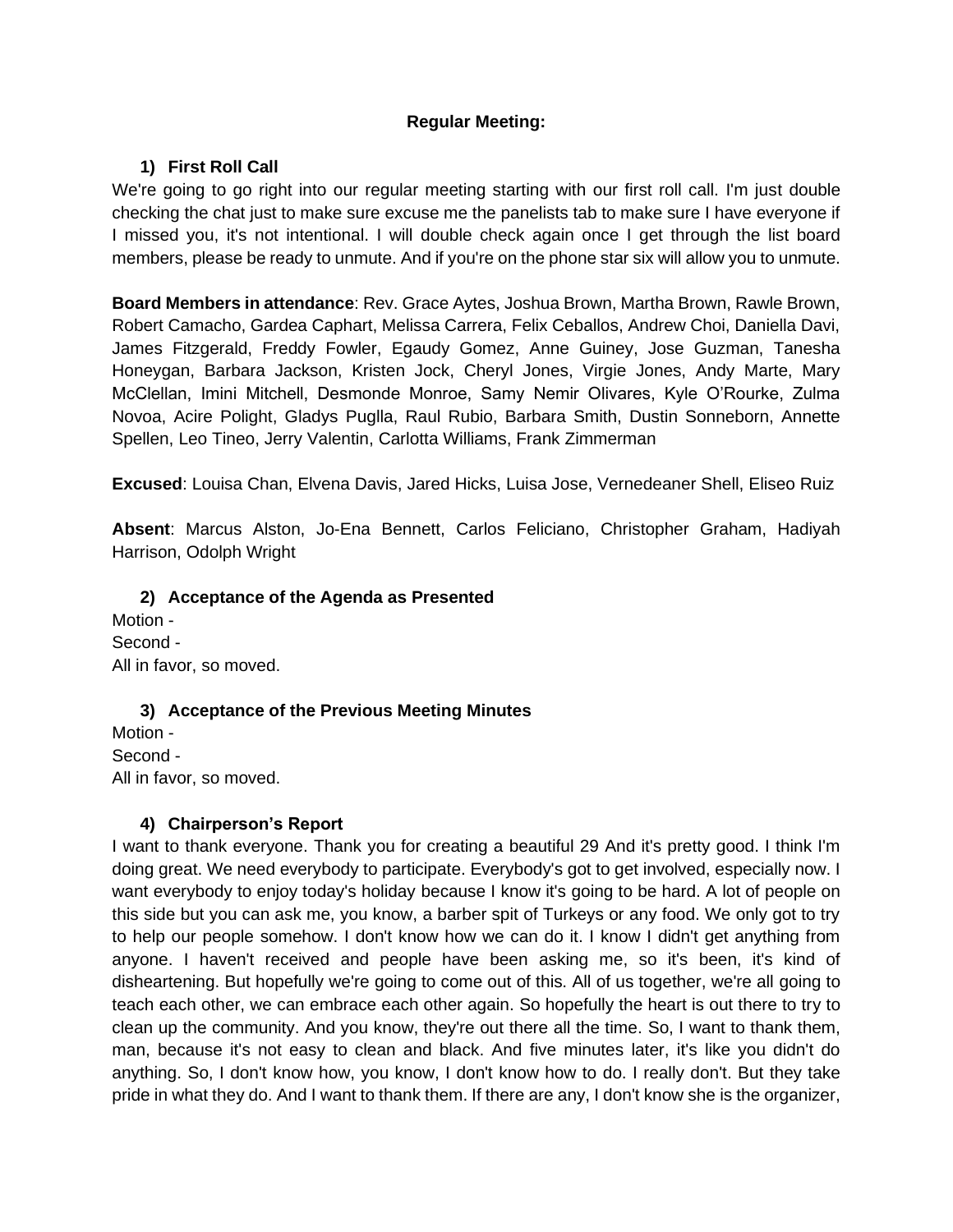**Regular Meeting:**

1) **First Roll Call**

We're going to go right into our regular meeting starting with our first roll call. I'm just double checking the chat just to make sure excuse me the panelists tab to make sure I have everyone if I missed you, it's not intentional. I will double check again once I get through the list board members, please be ready to unmute. And if you're on the phone star six will allow you to unmute.

**Board Members in attendance**: Rev. Grace Aytes, Joshua Brown, Martha Brown, Rawle Brown, Robert Camacho, Gardea Caphart, Melissa Carrera, Felix Ceballos, Andrew Choi, Daniella Davi, James Fitzgerald, Freddy Fowler, Egaudy Gomez, Anne Guiney, Jose Guzman, Tanesha Honeygan, Barbara Jackson, Kristen Jock, Cheryl Jones, Virgie Jones, Andy Marte, Mary McClellan, Imini Mitchell, Desmonde Monroe, Samy Nemir Olivares, Kyle O'Rourke, Zulma Novoa, Acire Polight, Gladys Puglla, Raul Rubio, Barbara Smith, Dustin Sonneborn, Annette Spellen, Leo Tineo, Jerry Valentin, Carlotta Williams, Frank Zimmerman

**Excused**: Louisa Chan, Elvena Davis, Jared Hicks, Luisa Jose, Vernedeaner Shell, Eliseo Ruiz

**Absent**: Marcus Alston, Jo-Ena Bennett, Carlos Feliciano, Christopher Graham, Hadiyah Harrison, Odolph Wright

2) **Acceptance of the Agenda as Presented**

Motion -
Second -
All in favor, so moved.

3) **Acceptance of the Previous Meeting Minutes**

Motion -
Second -
All in favor, so moved.

4) **Chairperson's Report**

I want to thank everyone. Thank you for creating a beautiful 29 And it's pretty good. I think I'm doing great. We need everybody to participate. Everybody's got to get involved, especially now. I want everybody to enjoy today's holiday because I know it's going to be hard. A lot of people on this side but you can ask me, you know, a barber spit of Turkeys or any food. We only got to try to help our people somehow. I don't know how we can do it. I know I didn't get anything from anyone. I haven't received and people have been asking me, so it's been, it's kind of disheartening. But hopefully we're going to come out of this. All of us together, we're all going to teach each other, we can embrace each other again. So hopefully the heart is out there to try to clean up the community. And you know, they're out there all the time. So, I want to thank them, man, because it's not easy to clean and black. And five minutes later, it's like you didn't do anything. So, I don't know how, you know, I don't know how to do. I really don't. But they take pride in what they do. And I want to thank them. If there are any, I don't know she is the organizer,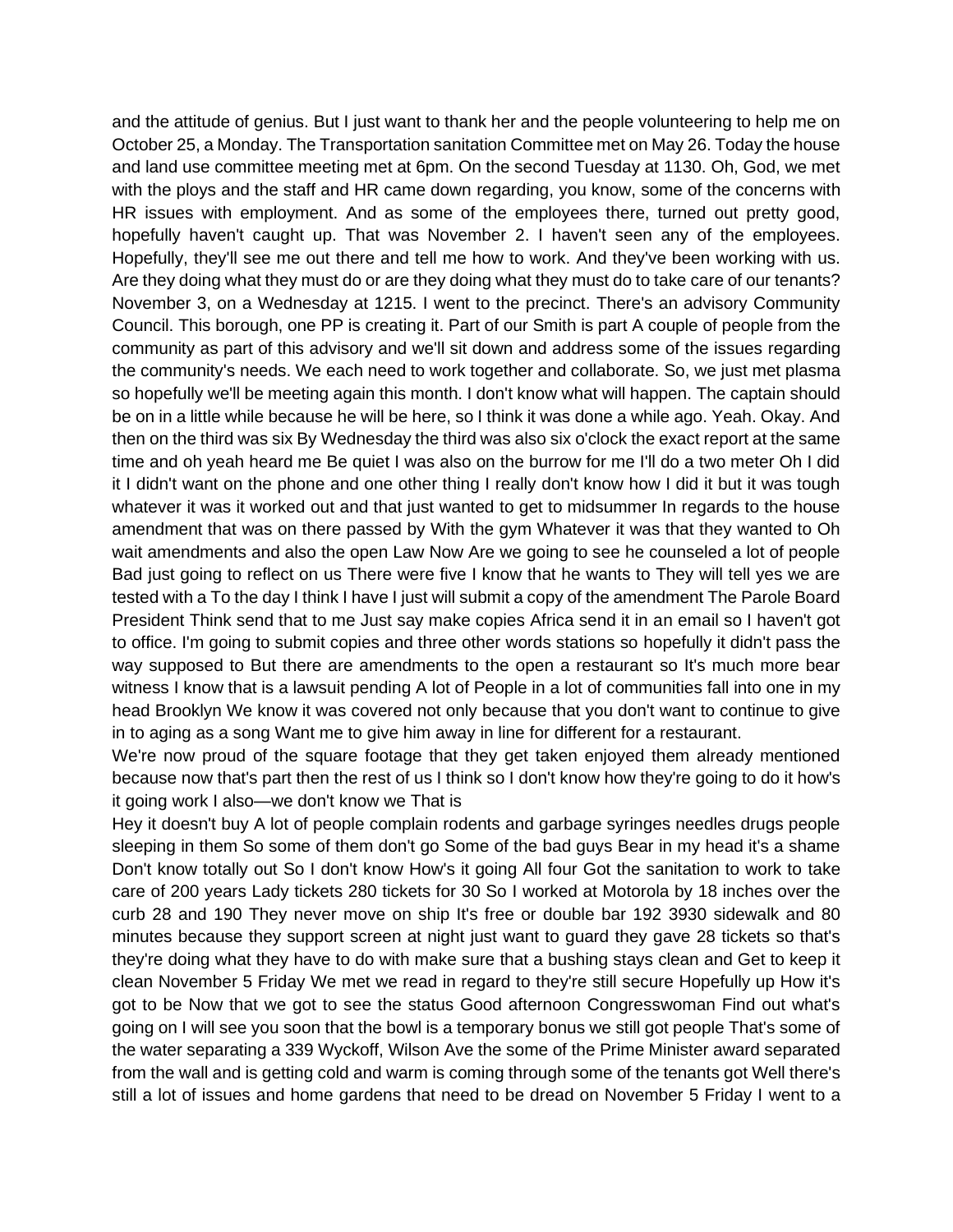and the attitude of genius. But I just want to thank her and the people volunteering to help me on October 25, a Monday. The Transportation sanitation Committee met on May 26. Today the house and land use committee meeting met at 6pm. On the second Tuesday at 1130. Oh, God, we met with the ploys and the staff and HR came down regarding, you know, some of the concerns with HR issues with employment. And as some of the employees there, turned out pretty good, hopefully haven't caught up. That was November 2. I haven't seen any of the employees. Hopefully, they'll see me out there and tell me how to work. And they've been working with us. Are they doing what they must do or are they doing what they must do to take care of our tenants? November 3, on a Wednesday at 1215. I went to the precinct. There's an advisory Community Council. This borough, one PP is creating it. Part of our Smith is part A couple of people from the community as part of this advisory and we'll sit down and address some of the issues regarding the community's needs. We each need to work together and collaborate. So, we just met plasma so hopefully we'll be meeting again this month. I don't know what will happen. The captain should be on in a little while because he will be here, so I think it was done a while ago. Yeah. Okay. And then on the third was six By Wednesday the third was also six o'clock the exact report at the same time and oh yeah heard me Be quiet I was also on the burrow for me I'll do a two meter Oh I did it I didn't want on the phone and one other thing I really don't know how I did it but it was tough whatever it was it worked out and that just wanted to get to midsummer In regards to the house amendment that was on there passed by With the gym Whatever it was that they wanted to Oh wait amendments and also the open Law Now Are we going to see he counseled a lot of people Bad just going to reflect on us There were five I know that he wants to They will tell yes we are tested with a To the day I think I have I just will submit a copy of the amendment The Parole Board President Think send that to me Just say make copies Africa send it in an email so I haven't got to office. I'm going to submit copies and three other words stations so hopefully it didn't pass the way supposed to But there are amendments to the open a restaurant so It's much more bear witness I know that is a lawsuit pending A lot of People in a lot of communities fall into one in my head Brooklyn We know it was covered not only because that you don't want to continue to give in to aging as a song Want me to give him away in line for different for a restaurant.

We're now proud of the square footage that they get taken enjoyed them already mentioned because now that's part then the rest of us I think so I don't know how they're going to do it how's it going work I also—we don't know we That is

Hey it doesn't buy A lot of people complain rodents and garbage syringes needles drugs people sleeping in them So some of them don't go Some of the bad guys Bear in my head it's a shame Don't know totally out So I don't know How's it going All four Got the sanitation to work to take care of 200 years Lady tickets 280 tickets for 30 So I worked at Motorola by 18 inches over the curb 28 and 190 They never move on ship It's free or double bar 192 3930 sidewalk and 80 minutes because they support screen at night just want to guard they gave 28 tickets so that's they're doing what they have to do with make sure that a bushing stays clean and Get to keep it clean November 5 Friday We met we read in regard to they're still secure Hopefully up How it's got to be Now that we got to see the status Good afternoon Congresswoman Find out what's going on I will see you soon that the bowl is a temporary bonus we still got people That's some of the water separating a 339 Wyckoff, Wilson Ave the some of the Prime Minister award separated from the wall and is getting cold and warm is coming through some of the tenants got Well there's still a lot of issues and home gardens that need to be dread on November 5 Friday I went to a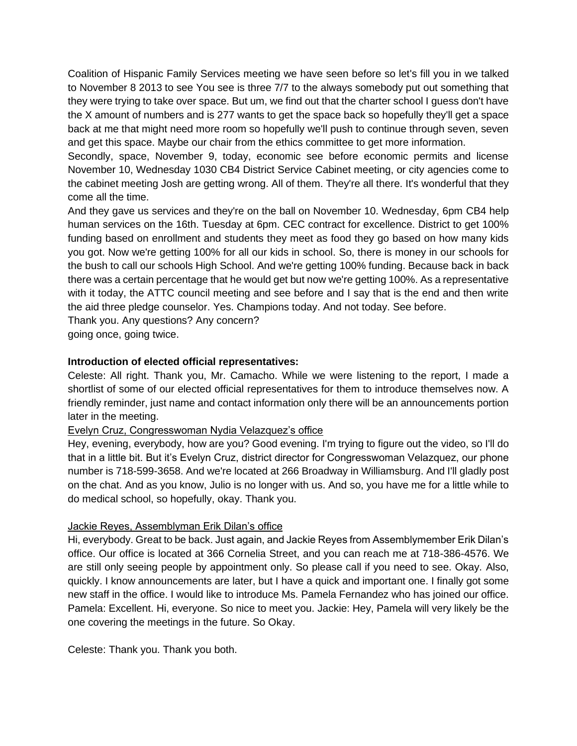Coalition of Hispanic Family Services meeting we have seen before so let's fill you in we talked to November 8 2013 to see You see is three 7/7 to the always somebody put out something that they were trying to take over space. But um, we find out that the charter school I guess don't have the X amount of numbers and is 277 wants to get the space back so hopefully they'll get a space back at me that might need more room so hopefully we'll push to continue through seven, seven and get this space. Maybe our chair from the ethics committee to get more information.

Secondly, space, November 9, today, economic see before economic permits and license November 10, Wednesday 1030 CB4 District Service Cabinet meeting, or city agencies come to the cabinet meeting Josh are getting wrong. All of them. They're all there. It's wonderful that they come all the time.

And they gave us services and they're on the ball on November 10. Wednesday, 6pm CB4 help human services on the 16th. Tuesday at 6pm. CEC contract for excellence. District to get 100% funding based on enrollment and students they meet as food they go based on how many kids you got. Now we're getting 100% for all our kids in school. So, there is money in our schools for the bush to call our schools High School. And we're getting 100% funding. Because back in back there was a certain percentage that he would get but now we're getting 100%. As a representative with it today, the ATTC council meeting and see before and I say that is the end and then write the aid three pledge counselor. Yes. Champions today. And not today. See before.

Thank you. Any questions? Any concern?

going once, going twice.

**Introduction of elected official representatives:**

Celeste: All right. Thank you, Mr. Camacho. While we were listening to the report, I made a shortlist of some of our elected official representatives for them to introduce themselves now. A friendly reminder, just name and contact information only there will be an announcements portion later in the meeting.

<u>Evelyn Cruz, Congresswoman Nydia Velazquez's office</u>

Hey, evening, everybody, how are you? Good evening. I'm trying to figure out the video, so I'll do that in a little bit. But it's Evelyn Cruz, district director for Congresswoman Velazquez, our phone number is 718-599-3658. And we're located at 266 Broadway in Williamsburg. And I'll gladly post on the chat. And as you know, Julio is no longer with us. And so, you have me for a little while to do medical school, so hopefully, okay. Thank you.

<u>Jackie Reyes, Assemblyman Erik Dilan's office</u>

Hi, everybody. Great to be back. Just again, and Jackie Reyes from Assemblymember Erik Dilan's office. Our office is located at 366 Cornelia Street, and you can reach me at 718-386-4576. We are still only seeing people by appointment only. So please call if you need to see. Okay. Also, quickly. I know announcements are later, but I have a quick and important one. I finally got some new staff in the office. I would like to introduce Ms. Pamela Fernandez who has joined our office. Pamela: Excellent. Hi, everyone. So nice to meet you. Jackie: Hey, Pamela will very likely be the one covering the meetings in the future. So Okay.

Celeste: Thank you. Thank you both.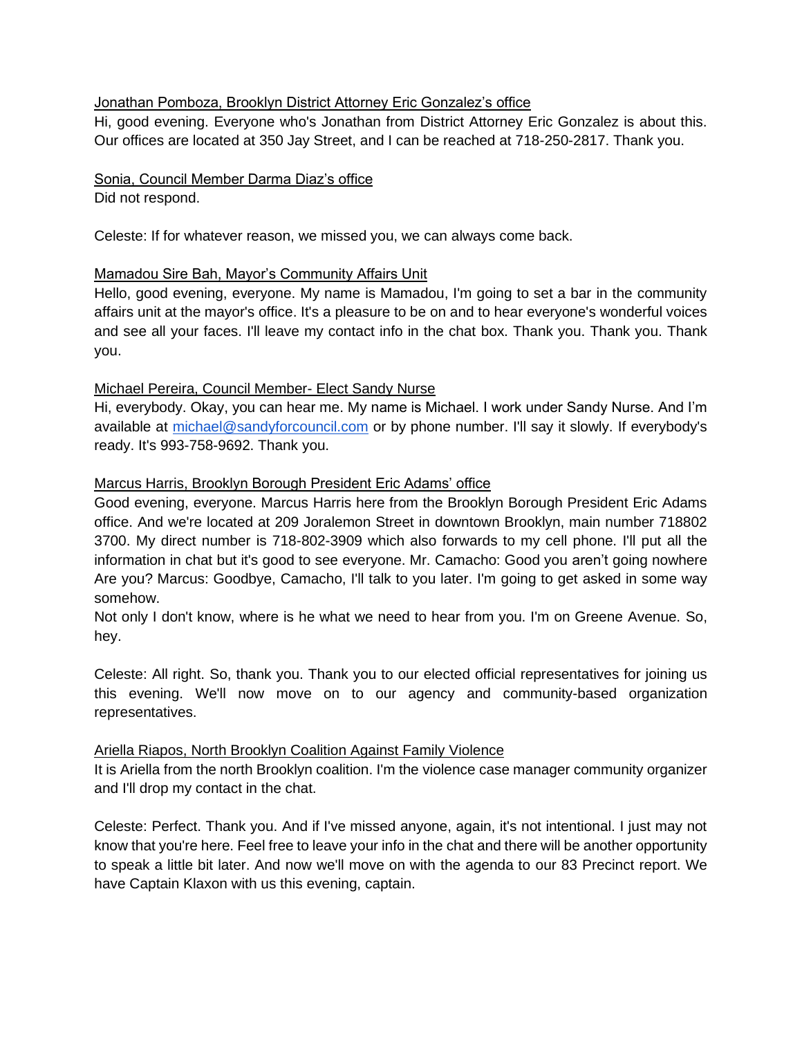Jonathan Pomboza, Brooklyn District Attorney Eric Gonzalez's office

Hi, good evening. Everyone who's Jonathan from District Attorney Eric Gonzalez is about this. Our offices are located at 350 Jay Street, and I can be reached at 718-250-2817. Thank you.

Sonia, Council Member Darma Diaz's office

Did not respond.

Celeste: If for whatever reason, we missed you, we can always come back.

Mamadou Sire Bah, Mayor's Community Affairs Unit

Hello, good evening, everyone. My name is Mamadou, I'm going to set a bar in the community affairs unit at the mayor's office. It's a pleasure to be on and to hear everyone's wonderful voices and see all your faces. I'll leave my contact info in the chat box. Thank you. Thank you. Thank you.

Michael Pereira, Council Member- Elect Sandy Nurse

Hi, everybody. Okay, you can hear me. My name is Michael. I work under Sandy Nurse. And I'm available at michael@sandyforcouncil.com or by phone number. I'll say it slowly. If everybody's ready. It's 993-758-9692. Thank you.

Marcus Harris, Brooklyn Borough President Eric Adams' office

Good evening, everyone. Marcus Harris here from the Brooklyn Borough President Eric Adams office. And we're located at 209 Joralemon Street in downtown Brooklyn, main number 718802 3700. My direct number is 718-802-3909 which also forwards to my cell phone. I'll put all the information in chat but it's good to see everyone. Mr. Camacho: Good you aren't going nowhere Are you? Marcus: Goodbye, Camacho, I'll talk to you later. I'm going to get asked in some way somehow.

Not only I don't know, where is he what we need to hear from you. I'm on Greene Avenue. So, hey.

Celeste: All right. So, thank you. Thank you to our elected official representatives for joining us this evening. We'll now move on to our agency and community-based organization representatives.

Ariella Riapos, North Brooklyn Coalition Against Family Violence

It is Ariella from the north Brooklyn coalition. I'm the violence case manager community organizer and I'll drop my contact in the chat.

Celeste: Perfect. Thank you. And if I've missed anyone, again, it's not intentional. I just may not know that you're here. Feel free to leave your info in the chat and there will be another opportunity to speak a little bit later. And now we'll move on with the agenda to our 83 Precinct report. We have Captain Klaxon with us this evening, captain.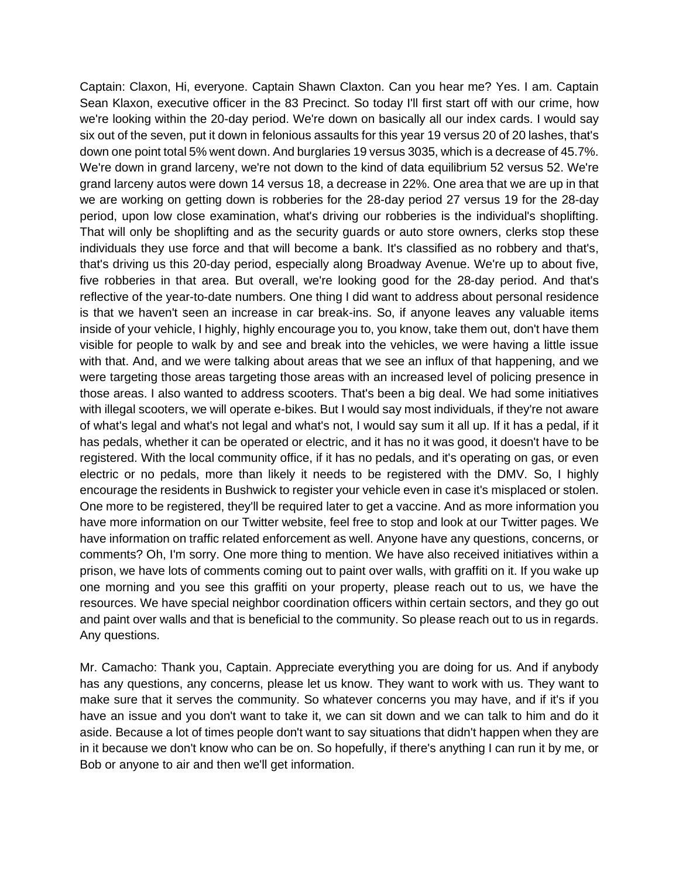Captain: Claxon, Hi, everyone. Captain Shawn Claxton. Can you hear me? Yes. I am. Captain Sean Klaxon, executive officer in the 83 Precinct. So today I'll first start off with our crime, how we're looking within the 20-day period. We're down on basically all our index cards. I would say six out of the seven, put it down in felonious assaults for this year 19 versus 20 of 20 lashes, that's down one point total 5% went down. And burglaries 19 versus 3035, which is a decrease of 45.7%. We're down in grand larceny, we're not down to the kind of data equilibrium 52 versus 52. We're grand larceny autos were down 14 versus 18, a decrease in 22%. One area that we are up in that we are working on getting down is robberies for the 28-day period 27 versus 19 for the 28-day period, upon low close examination, what's driving our robberies is the individual's shoplifting. That will only be shoplifting and as the security guards or auto store owners, clerks stop these individuals they use force and that will become a bank. It's classified as no robbery and that's, that's driving us this 20-day period, especially along Broadway Avenue. We're up to about five, five robberies in that area. But overall, we're looking good for the 28-day period. And that's reflective of the year-to-date numbers. One thing I did want to address about personal residence is that we haven't seen an increase in car break-ins. So, if anyone leaves any valuable items inside of your vehicle, I highly, highly encourage you to, you know, take them out, don't have them visible for people to walk by and see and break into the vehicles, we were having a little issue with that. And, and we were talking about areas that we see an influx of that happening, and we were targeting those areas targeting those areas with an increased level of policing presence in those areas. I also wanted to address scooters. That's been a big deal. We had some initiatives with illegal scooters, we will operate e-bikes. But I would say most individuals, if they're not aware of what's legal and what's not legal and what's not, I would say sum it all up. If it has a pedal, if it has pedals, whether it can be operated or electric, and it has no it was good, it doesn't have to be registered. With the local community office, if it has no pedals, and it's operating on gas, or even electric or no pedals, more than likely it needs to be registered with the DMV. So, I highly encourage the residents in Bushwick to register your vehicle even in case it's misplaced or stolen. One more to be registered, they'll be required later to get a vaccine. And as more information you have more information on our Twitter website, feel free to stop and look at our Twitter pages. We have information on traffic related enforcement as well. Anyone have any questions, concerns, or comments? Oh, I'm sorry. One more thing to mention. We have also received initiatives within a prison, we have lots of comments coming out to paint over walls, with graffiti on it. If you wake up one morning and you see this graffiti on your property, please reach out to us, we have the resources. We have special neighbor coordination officers within certain sectors, and they go out and paint over walls and that is beneficial to the community. So please reach out to us in regards. Any questions.

Mr. Camacho: Thank you, Captain. Appreciate everything you are doing for us. And if anybody has any questions, any concerns, please let us know. They want to work with us. They want to make sure that it serves the community. So whatever concerns you may have, and if it's if you have an issue and you don't want to take it, we can sit down and we can talk to him and do it aside. Because a lot of times people don't want to say situations that didn't happen when they are in it because we don't know who can be on. So hopefully, if there's anything I can run it by me, or Bob or anyone to air and then we'll get information.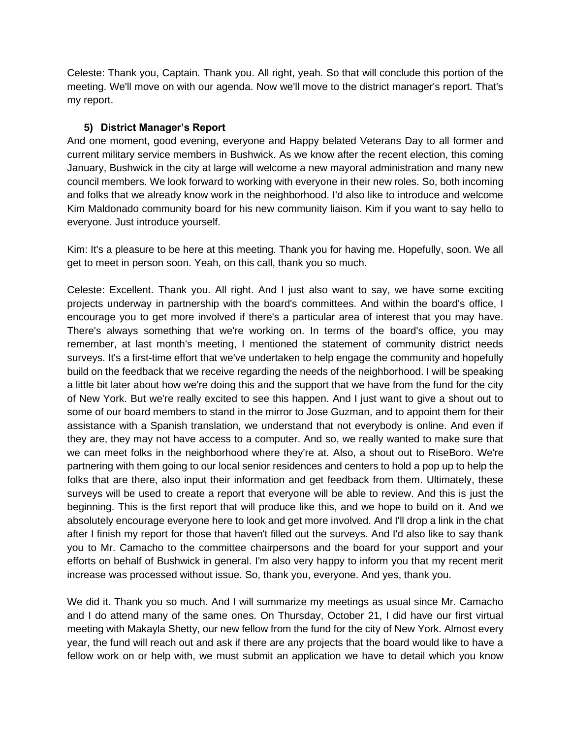Celeste: Thank you, Captain. Thank you. All right, yeah. So that will conclude this portion of the meeting. We'll move on with our agenda. Now we'll move to the district manager's report. That's my report.

5) **District Manager's Report**

And one moment, good evening, everyone and Happy belated Veterans Day to all former and current military service members in Bushwick. As we know after the recent election, this coming January, Bushwick in the city at large will welcome a new mayoral administration and many new council members. We look forward to working with everyone in their new roles. So, both incoming and folks that we already know work in the neighborhood. I'd also like to introduce and welcome Kim Maldonado community board for his new community liaison. Kim if you want to say hello to everyone. Just introduce yourself.

Kim: It's a pleasure to be here at this meeting. Thank you for having me. Hopefully, soon. We all get to meet in person soon. Yeah, on this call, thank you so much.

Celeste: Excellent. Thank you. All right. And I just also want to say, we have some exciting projects underway in partnership with the board's committees. And within the board's office, I encourage you to get more involved if there's a particular area of interest that you may have. There's always something that we're working on. In terms of the board's office, you may remember, at last month's meeting, I mentioned the statement of community district needs surveys. It's a first-time effort that we've undertaken to help engage the community and hopefully build on the feedback that we receive regarding the needs of the neighborhood. I will be speaking a little bit later about how we're doing this and the support that we have from the fund for the city of New York. But we're really excited to see this happen. And I just want to give a shout out to some of our board members to stand in the mirror to Jose Guzman, and to appoint them for their assistance with a Spanish translation, we understand that not everybody is online. And even if they are, they may not have access to a computer. And so, we really wanted to make sure that we can meet folks in the neighborhood where they're at. Also, a shout out to RiseBoro. We're partnering with them going to our local senior residences and centers to hold a pop up to help the folks that are there, also input their information and get feedback from them. Ultimately, these surveys will be used to create a report that everyone will be able to review. And this is just the beginning. This is the first report that will produce like this, and we hope to build on it. And we absolutely encourage everyone here to look and get more involved. And I'll drop a link in the chat after I finish my report for those that haven't filled out the surveys. And I'd also like to say thank you to Mr. Camacho to the committee chairpersons and the board for your support and your efforts on behalf of Bushwick in general. I'm also very happy to inform you that my recent merit increase was processed without issue. So, thank you, everyone. And yes, thank you.

We did it. Thank you so much. And I will summarize my meetings as usual since Mr. Camacho and I do attend many of the same ones. On Thursday, October 21, I did have our first virtual meeting with Makayla Shetty, our new fellow from the fund for the city of New York. Almost every year, the fund will reach out and ask if there are any projects that the board would like to have a fellow work on or help with, we must submit an application we have to detail which you know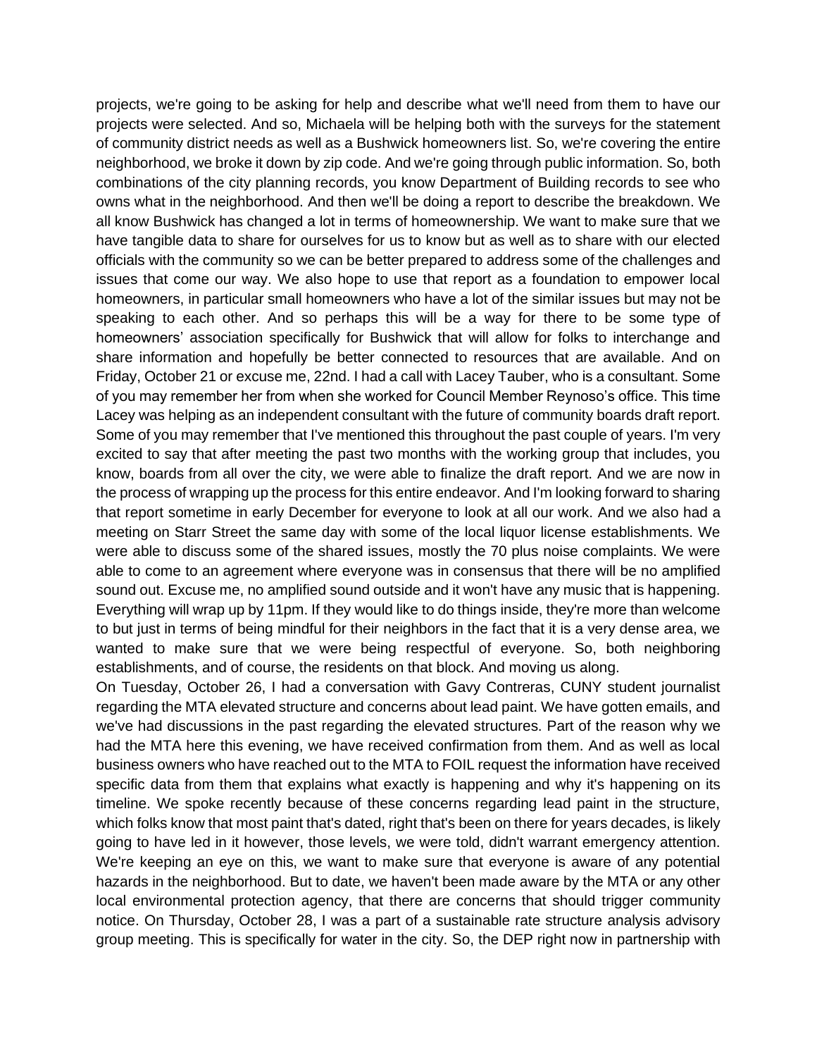projects, we're going to be asking for help and describe what we'll need from them to have our projects were selected. And so, Michaela will be helping both with the surveys for the statement of community district needs as well as a Bushwick homeowners list. So, we're covering the entire neighborhood, we broke it down by zip code. And we're going through public information. So, both combinations of the city planning records, you know Department of Building records to see who owns what in the neighborhood. And then we'll be doing a report to describe the breakdown. We all know Bushwick has changed a lot in terms of homeownership. We want to make sure that we have tangible data to share for ourselves for us to know but as well as to share with our elected officials with the community so we can be better prepared to address some of the challenges and issues that come our way. We also hope to use that report as a foundation to empower local homeowners, in particular small homeowners who have a lot of the similar issues but may not be speaking to each other. And so perhaps this will be a way for there to be some type of homeowners' association specifically for Bushwick that will allow for folks to interchange and share information and hopefully be better connected to resources that are available. And on Friday, October 21 or excuse me, 22nd. I had a call with Lacey Tauber, who is a consultant. Some of you may remember her from when she worked for Council Member Reynoso's office. This time Lacey was helping as an independent consultant with the future of community boards draft report. Some of you may remember that I've mentioned this throughout the past couple of years. I'm very excited to say that after meeting the past two months with the working group that includes, you know, boards from all over the city, we were able to finalize the draft report. And we are now in the process of wrapping up the process for this entire endeavor. And I'm looking forward to sharing that report sometime in early December for everyone to look at all our work. And we also had a meeting on Starr Street the same day with some of the local liquor license establishments. We were able to discuss some of the shared issues, mostly the 70 plus noise complaints. We were able to come to an agreement where everyone was in consensus that there will be no amplified sound out. Excuse me, no amplified sound outside and it won't have any music that is happening. Everything will wrap up by 11pm. If they would like to do things inside, they're more than welcome to but just in terms of being mindful for their neighbors in the fact that it is a very dense area, we wanted to make sure that we were being respectful of everyone. So, both neighboring establishments, and of course, the residents on that block. And moving us along.

On Tuesday, October 26, I had a conversation with Gavy Contreras, CUNY student journalist regarding the MTA elevated structure and concerns about lead paint. We have gotten emails, and we've had discussions in the past regarding the elevated structures. Part of the reason why we had the MTA here this evening, we have received confirmation from them. And as well as local business owners who have reached out to the MTA to FOIL request the information have received specific data from them that explains what exactly is happening and why it's happening on its timeline. We spoke recently because of these concerns regarding lead paint in the structure, which folks know that most paint that's dated, right that's been on there for years decades, is likely going to have led in it however, those levels, we were told, didn't warrant emergency attention. We're keeping an eye on this, we want to make sure that everyone is aware of any potential hazards in the neighborhood. But to date, we haven't been made aware by the MTA or any other local environmental protection agency, that there are concerns that should trigger community notice. On Thursday, October 28, I was a part of a sustainable rate structure analysis advisory group meeting. This is specifically for water in the city. So, the DEP right now in partnership with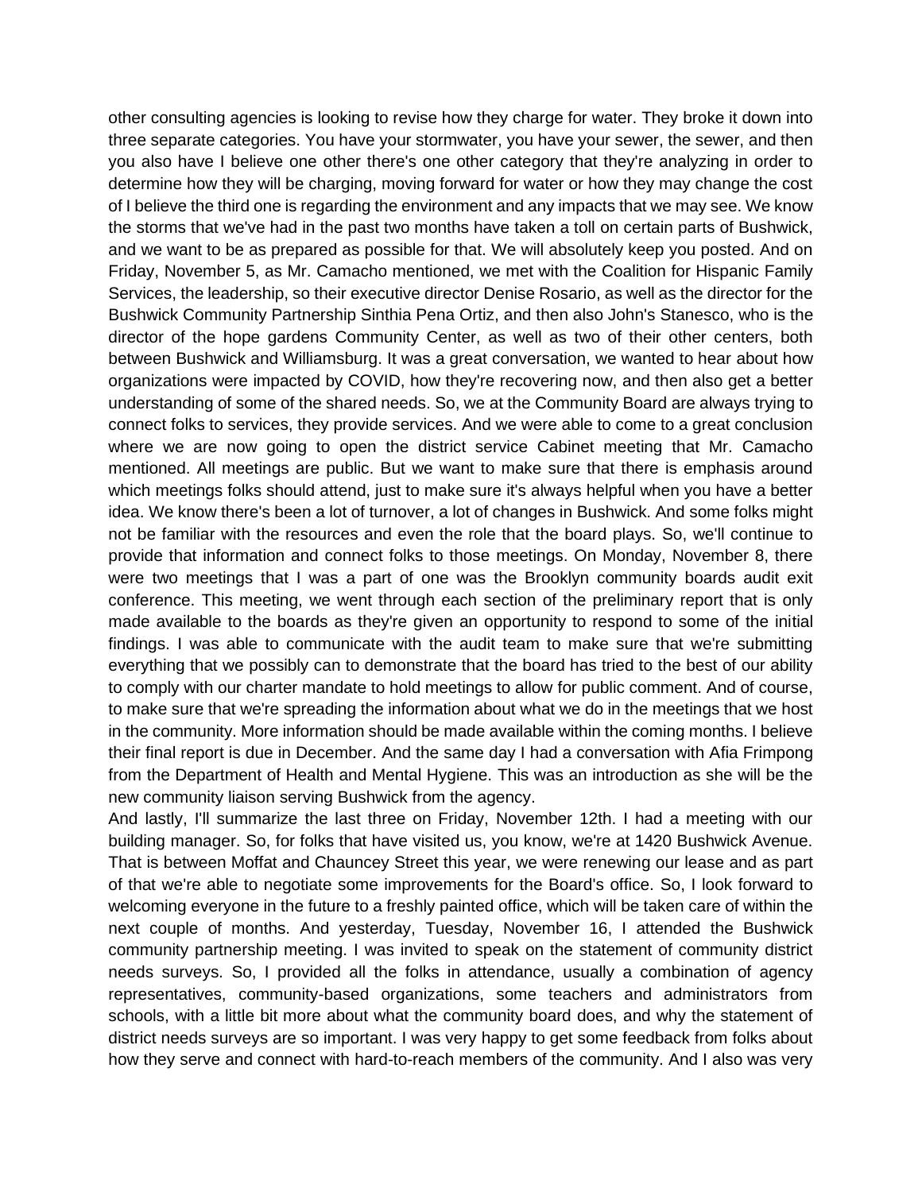other consulting agencies is looking to revise how they charge for water. They broke it down into three separate categories. You have your stormwater, you have your sewer, the sewer, and then you also have I believe one other there's one other category that they're analyzing in order to determine how they will be charging, moving forward for water or how they may change the cost of I believe the third one is regarding the environment and any impacts that we may see. We know the storms that we've had in the past two months have taken a toll on certain parts of Bushwick, and we want to be as prepared as possible for that. We will absolutely keep you posted. And on Friday, November 5, as Mr. Camacho mentioned, we met with the Coalition for Hispanic Family Services, the leadership, so their executive director Denise Rosario, as well as the director for the Bushwick Community Partnership Sinthia Pena Ortiz, and then also John's Stanesco, who is the director of the hope gardens Community Center, as well as two of their other centers, both between Bushwick and Williamsburg. It was a great conversation, we wanted to hear about how organizations were impacted by COVID, how they're recovering now, and then also get a better understanding of some of the shared needs. So, we at the Community Board are always trying to connect folks to services, they provide services. And we were able to come to a great conclusion where we are now going to open the district service Cabinet meeting that Mr. Camacho mentioned. All meetings are public. But we want to make sure that there is emphasis around which meetings folks should attend, just to make sure it's always helpful when you have a better idea. We know there's been a lot of turnover, a lot of changes in Bushwick. And some folks might not be familiar with the resources and even the role that the board plays. So, we'll continue to provide that information and connect folks to those meetings. On Monday, November 8, there were two meetings that I was a part of one was the Brooklyn community boards audit exit conference. This meeting, we went through each section of the preliminary report that is only made available to the boards as they're given an opportunity to respond to some of the initial findings. I was able to communicate with the audit team to make sure that we're submitting everything that we possibly can to demonstrate that the board has tried to the best of our ability to comply with our charter mandate to hold meetings to allow for public comment. And of course, to make sure that we're spreading the information about what we do in the meetings that we host in the community. More information should be made available within the coming months. I believe their final report is due in December. And the same day I had a conversation with Afia Frimpong from the Department of Health and Mental Hygiene. This was an introduction as she will be the new community liaison serving Bushwick from the agency.

And lastly, I'll summarize the last three on Friday, November 12th. I had a meeting with our building manager. So, for folks that have visited us, you know, we're at 1420 Bushwick Avenue. That is between Moffat and Chauncey Street this year, we were renewing our lease and as part of that we're able to negotiate some improvements for the Board's office. So, I look forward to welcoming everyone in the future to a freshly painted office, which will be taken care of within the next couple of months. And yesterday, Tuesday, November 16, I attended the Bushwick community partnership meeting. I was invited to speak on the statement of community district needs surveys. So, I provided all the folks in attendance, usually a combination of agency representatives, community-based organizations, some teachers and administrators from schools, with a little bit more about what the community board does, and why the statement of district needs surveys are so important. I was very happy to get some feedback from folks about how they serve and connect with hard-to-reach members of the community. And I also was very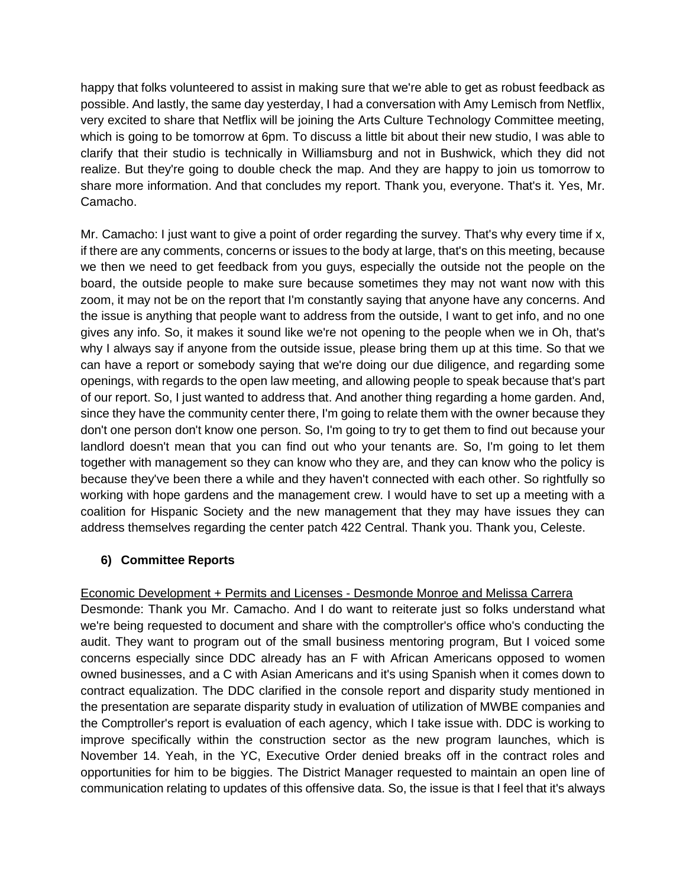happy that folks volunteered to assist in making sure that we're able to get as robust feedback as possible. And lastly, the same day yesterday, I had a conversation with Amy Lemisch from Netflix, very excited to share that Netflix will be joining the Arts Culture Technology Committee meeting, which is going to be tomorrow at 6pm. To discuss a little bit about their new studio, I was able to clarify that their studio is technically in Williamsburg and not in Bushwick, which they did not realize. But they're going to double check the map. And they are happy to join us tomorrow to share more information. And that concludes my report. Thank you, everyone. That's it. Yes, Mr. Camacho.

Mr. Camacho: I just want to give a point of order regarding the survey. That's why every time if x, if there are any comments, concerns or issues to the body at large, that's on this meeting, because we then we need to get feedback from you guys, especially the outside not the people on the board, the outside people to make sure because sometimes they may not want now with this zoom, it may not be on the report that I'm constantly saying that anyone have any concerns. And the issue is anything that people want to address from the outside, I want to get info, and no one gives any info. So, it makes it sound like we're not opening to the people when we in Oh, that's why I always say if anyone from the outside issue, please bring them up at this time. So that we can have a report or somebody saying that we're doing our due diligence, and regarding some openings, with regards to the open law meeting, and allowing people to speak because that's part of our report. So, I just wanted to address that. And another thing regarding a home garden. And, since they have the community center there, I'm going to relate them with the owner because they don't one person don't know one person. So, I'm going to try to get them to find out because your landlord doesn't mean that you can find out who your tenants are. So, I'm going to let them together with management so they can know who they are, and they can know who the policy is because they've been there a while and they haven't connected with each other. So rightfully so working with hope gardens and the management crew. I would have to set up a meeting with a coalition for Hispanic Society and the new management that they may have issues they can address themselves regarding the center patch 422 Central. Thank you. Thank you, Celeste.

### 6) Committee Reports

Economic Development + Permits and Licenses - Desmonde Monroe and Melissa Carrera

Desmonde: Thank you Mr. Camacho. And I do want to reiterate just so folks understand what we're being requested to document and share with the comptroller's office who's conducting the audit. They want to program out of the small business mentoring program, But I voiced some concerns especially since DDC already has an F with African Americans opposed to women owned businesses, and a C with Asian Americans and it's using Spanish when it comes down to contract equalization. The DDC clarified in the console report and disparity study mentioned in the presentation are separate disparity study in evaluation of utilization of MWBE companies and the Comptroller's report is evaluation of each agency, which I take issue with. DDC is working to improve specifically within the construction sector as the new program launches, which is November 14. Yeah, in the YC, Executive Order denied breaks off in the contract roles and opportunities for him to be biggies. The District Manager requested to maintain an open line of communication relating to updates of this offensive data. So, the issue is that I feel that it's always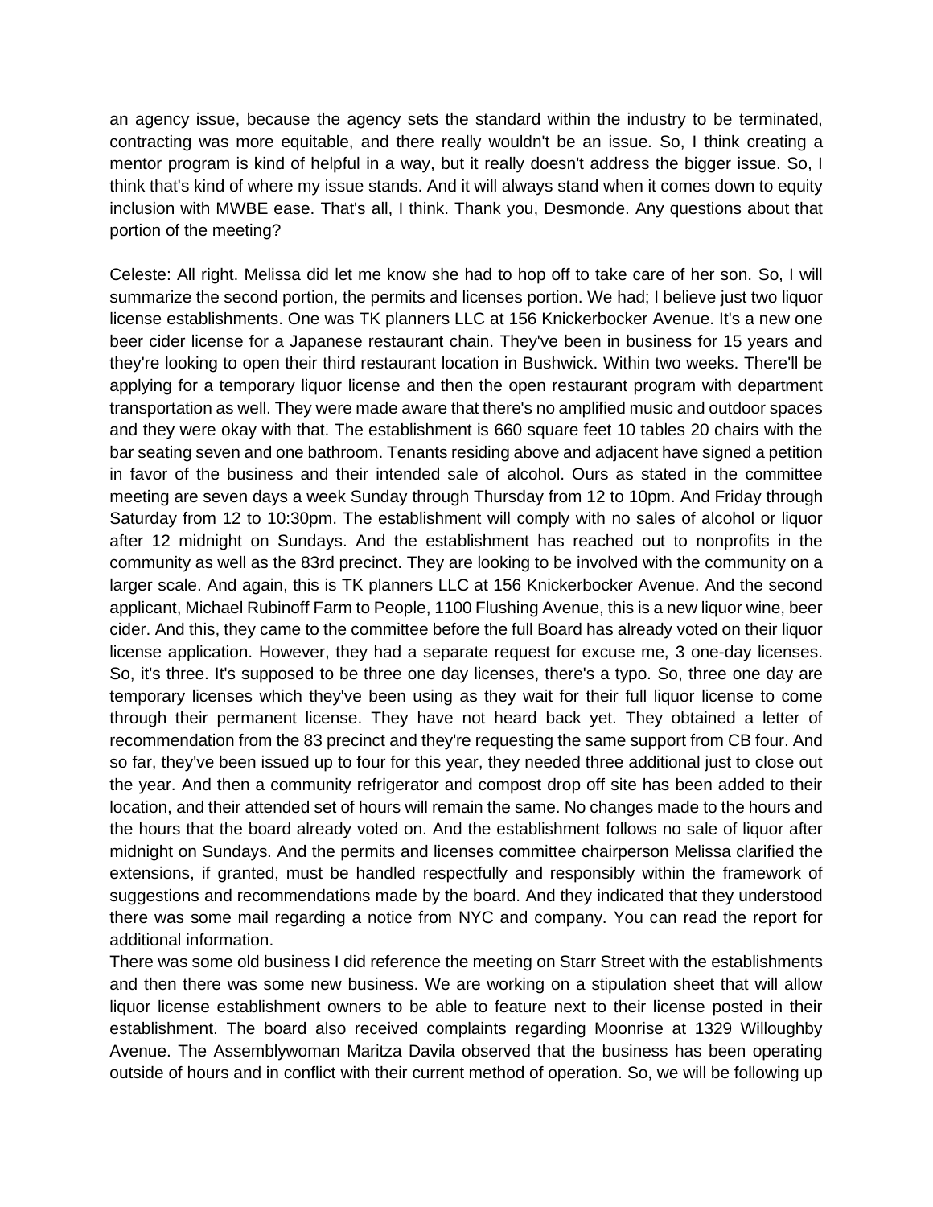an agency issue, because the agency sets the standard within the industry to be terminated, contracting was more equitable, and there really wouldn't be an issue. So, I think creating a mentor program is kind of helpful in a way, but it really doesn't address the bigger issue. So, I think that's kind of where my issue stands. And it will always stand when it comes down to equity inclusion with MWBE ease. That's all, I think. Thank you, Desmonde. Any questions about that portion of the meeting?

Celeste: All right. Melissa did let me know she had to hop off to take care of her son. So, I will summarize the second portion, the permits and licenses portion. We had; I believe just two liquor license establishments. One was TK planners LLC at 156 Knickerbocker Avenue. It's a new one beer cider license for a Japanese restaurant chain. They've been in business for 15 years and they're looking to open their third restaurant location in Bushwick. Within two weeks. There'll be applying for a temporary liquor license and then the open restaurant program with department transportation as well. They were made aware that there's no amplified music and outdoor spaces and they were okay with that. The establishment is 660 square feet 10 tables 20 chairs with the bar seating seven and one bathroom. Tenants residing above and adjacent have signed a petition in favor of the business and their intended sale of alcohol. Ours as stated in the committee meeting are seven days a week Sunday through Thursday from 12 to 10pm. And Friday through Saturday from 12 to 10:30pm. The establishment will comply with no sales of alcohol or liquor after 12 midnight on Sundays. And the establishment has reached out to nonprofits in the community as well as the 83rd precinct. They are looking to be involved with the community on a larger scale. And again, this is TK planners LLC at 156 Knickerbocker Avenue. And the second applicant, Michael Rubinoff Farm to People, 1100 Flushing Avenue, this is a new liquor wine, beer cider. And this, they came to the committee before the full Board has already voted on their liquor license application. However, they had a separate request for excuse me, 3 one-day licenses. So, it's three. It's supposed to be three one day licenses, there's a typo. So, three one day are temporary licenses which they've been using as they wait for their full liquor license to come through their permanent license. They have not heard back yet. They obtained a letter of recommendation from the 83 precinct and they're requesting the same support from CB four. And so far, they've been issued up to four for this year, they needed three additional just to close out the year. And then a community refrigerator and compost drop off site has been added to their location, and their attended set of hours will remain the same. No changes made to the hours and the hours that the board already voted on. And the establishment follows no sale of liquor after midnight on Sundays. And the permits and licenses committee chairperson Melissa clarified the extensions, if granted, must be handled respectfully and responsibly within the framework of suggestions and recommendations made by the board. And they indicated that they understood there was some mail regarding a notice from NYC and company. You can read the report for additional information.

There was some old business I did reference the meeting on Starr Street with the establishments and then there was some new business. We are working on a stipulation sheet that will allow liquor license establishment owners to be able to feature next to their license posted in their establishment. The board also received complaints regarding Moonrise at 1329 Willoughby Avenue. The Assemblywoman Maritza Davila observed that the business has been operating outside of hours and in conflict with their current method of operation. So, we will be following up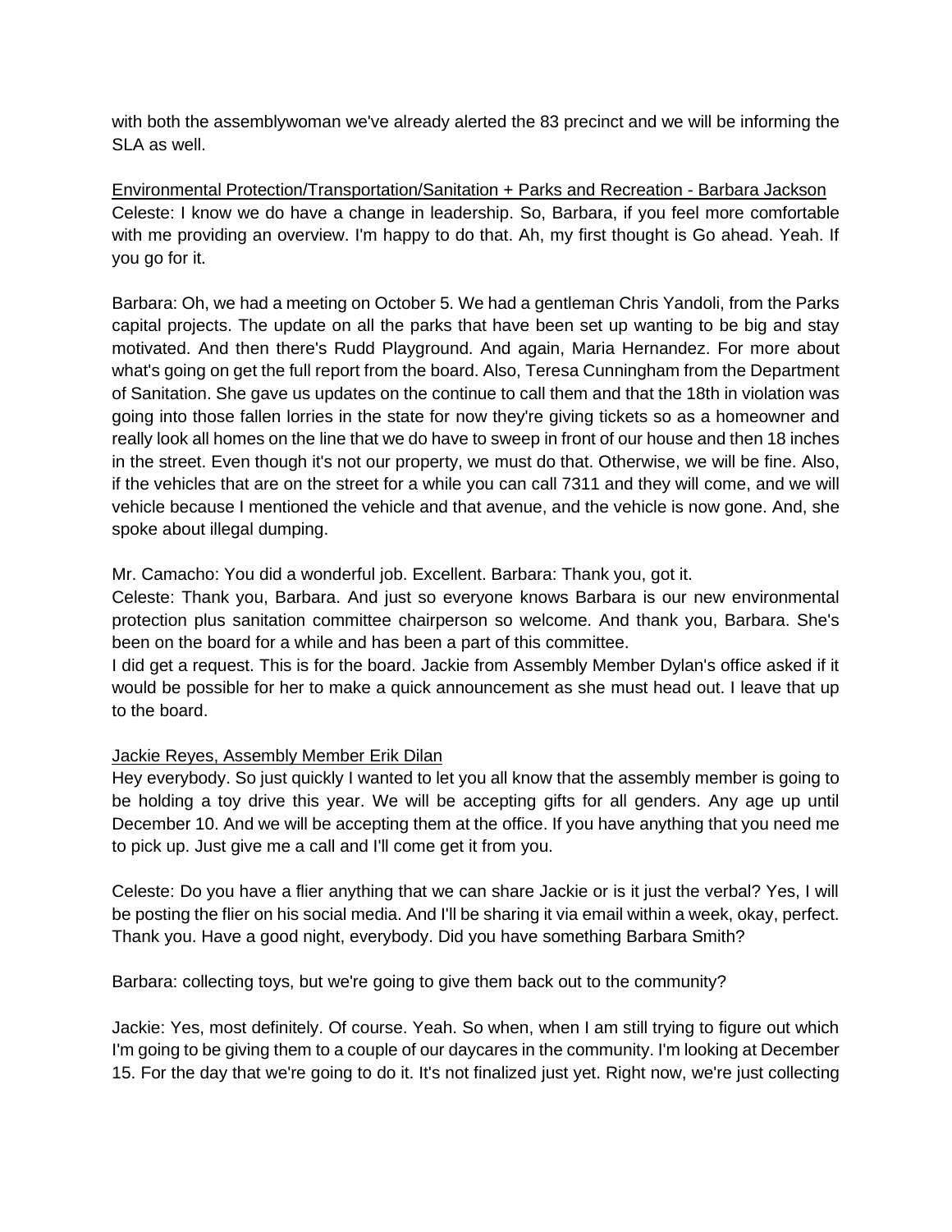with both the assemblywoman we've already alerted the 83 precinct and we will be informing the SLA as well.

<u>Environmental Protection/Transportation/Sanitation + Parks and Recreation - Barbara Jackson</u>

Celeste: I know we do have a change in leadership. So, Barbara, if you feel more comfortable with me providing an overview. I'm happy to do that. Ah, my first thought is Go ahead. Yeah. If you go for it.

Barbara: Oh, we had a meeting on October 5. We had a gentleman Chris Yandoli, from the Parks capital projects. The update on all the parks that have been set up wanting to be big and stay motivated. And then there's Rudd Playground. And again, Maria Hernandez. For more about what's going on get the full report from the board. Also, Teresa Cunningham from the Department of Sanitation. She gave us updates on the continue to call them and that the 18th in violation was going into those fallen lorries in the state for now they're giving tickets so as a homeowner and really look all homes on the line that we do have to sweep in front of our house and then 18 inches in the street. Even though it's not our property, we must do that. Otherwise, we will be fine. Also, if the vehicles that are on the street for a while you can call 7311 and they will come, and we will vehicle because I mentioned the vehicle and that avenue, and the vehicle is now gone. And, she spoke about illegal dumping.

Mr. Camacho: You did a wonderful job. Excellent. Barbara: Thank you, got it.

Celeste: Thank you, Barbara. And just so everyone knows Barbara is our new environmental protection plus sanitation committee chairperson so welcome. And thank you, Barbara. She's been on the board for a while and has been a part of this committee.

I did get a request. This is for the board. Jackie from Assembly Member Dylan's office asked if it would be possible for her to make a quick announcement as she must head out. I leave that up to the board.

<u>Jackie Reyes, Assembly Member Erik Dilan</u>

Hey everybody. So just quickly I wanted to let you all know that the assembly member is going to be holding a toy drive this year. We will be accepting gifts for all genders. Any age up until December 10. And we will be accepting them at the office. If you have anything that you need me to pick up. Just give me a call and I'll come get it from you.

Celeste: Do you have a flier anything that we can share Jackie or is it just the verbal? Yes, I will be posting the flier on his social media. And I'll be sharing it via email within a week, okay, perfect. Thank you. Have a good night, everybody. Did you have something Barbara Smith?

Barbara: collecting toys, but we're going to give them back out to the community?

Jackie: Yes, most definitely. Of course. Yeah. So when, when I am still trying to figure out which I'm going to be giving them to a couple of our daycares in the community. I'm looking at December 15. For the day that we're going to do it. It's not finalized just yet. Right now, we're just collecting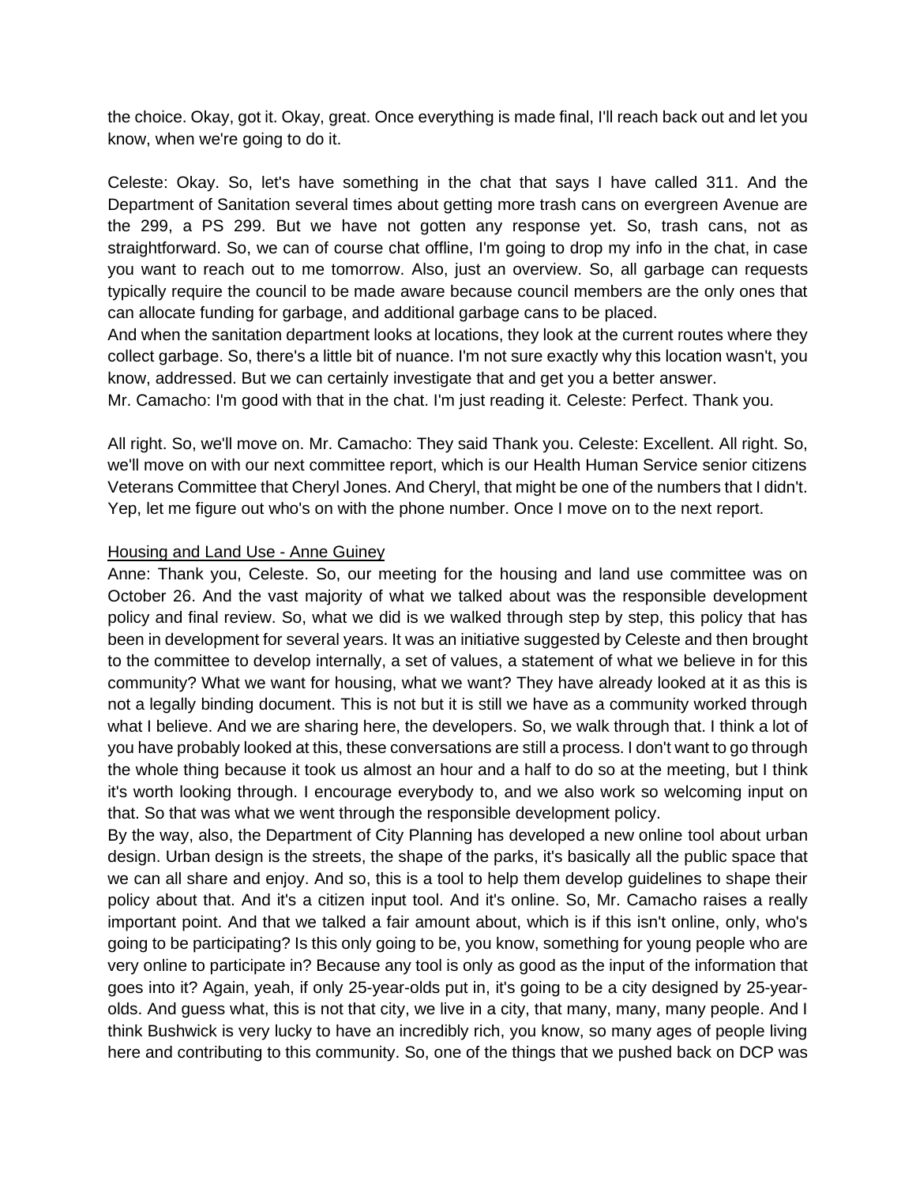the choice. Okay, got it. Okay, great. Once everything is made final, I'll reach back out and let you know, when we're going to do it.

Celeste: Okay. So, let's have something in the chat that says I have called 311. And the Department of Sanitation several times about getting more trash cans on evergreen Avenue are the 299, a PS 299. But we have not gotten any response yet. So, trash cans, not as straightforward. So, we can of course chat offline, I'm going to drop my info in the chat, in case you want to reach out to me tomorrow. Also, just an overview. So, all garbage can requests typically require the council to be made aware because council members are the only ones that can allocate funding for garbage, and additional garbage cans to be placed.
And when the sanitation department looks at locations, they look at the current routes where they collect garbage. So, there's a little bit of nuance. I'm not sure exactly why this location wasn't, you know, addressed. But we can certainly investigate that and get you a better answer.
Mr. Camacho: I'm good with that in the chat. I'm just reading it. Celeste: Perfect. Thank you.

All right. So, we'll move on. Mr. Camacho: They said Thank you. Celeste: Excellent. All right. So, we'll move on with our next committee report, which is our Health Human Service senior citizens Veterans Committee that Cheryl Jones. And Cheryl, that might be one of the numbers that I didn't. Yep, let me figure out who's on with the phone number. Once I move on to the next report.

<u>Housing and Land Use - Anne Guiney</u>
Anne: Thank you, Celeste. So, our meeting for the housing and land use committee was on October 26. And the vast majority of what we talked about was the responsible development policy and final review. So, what we did is we walked through step by step, this policy that has been in development for several years. It was an initiative suggested by Celeste and then brought to the committee to develop internally, a set of values, a statement of what we believe in for this community? What we want for housing, what we want? They have already looked at it as this is not a legally binding document. This is not but it is still we have as a community worked through what I believe. And we are sharing here, the developers. So, we walk through that. I think a lot of you have probably looked at this, these conversations are still a process. I don't want to go through the whole thing because it took us almost an hour and a half to do so at the meeting, but I think it's worth looking through. I encourage everybody to, and we also work so welcoming input on that. So that was what we went through the responsible development policy.
By the way, also, the Department of City Planning has developed a new online tool about urban design. Urban design is the streets, the shape of the parks, it's basically all the public space that we can all share and enjoy. And so, this is a tool to help them develop guidelines to shape their policy about that. And it's a citizen input tool. And it's online. So, Mr. Camacho raises a really important point. And that we talked a fair amount about, which is if this isn't online, only, who's going to be participating? Is this only going to be, you know, something for young people who are very online to participate in? Because any tool is only as good as the input of the information that goes into it? Again, yeah, if only 25-year-olds put in, it's going to be a city designed by 25-year-olds. And guess what, this is not that city, we live in a city, that many, many, many people. And I think Bushwick is very lucky to have an incredibly rich, you know, so many ages of people living here and contributing to this community. So, one of the things that we pushed back on DCP was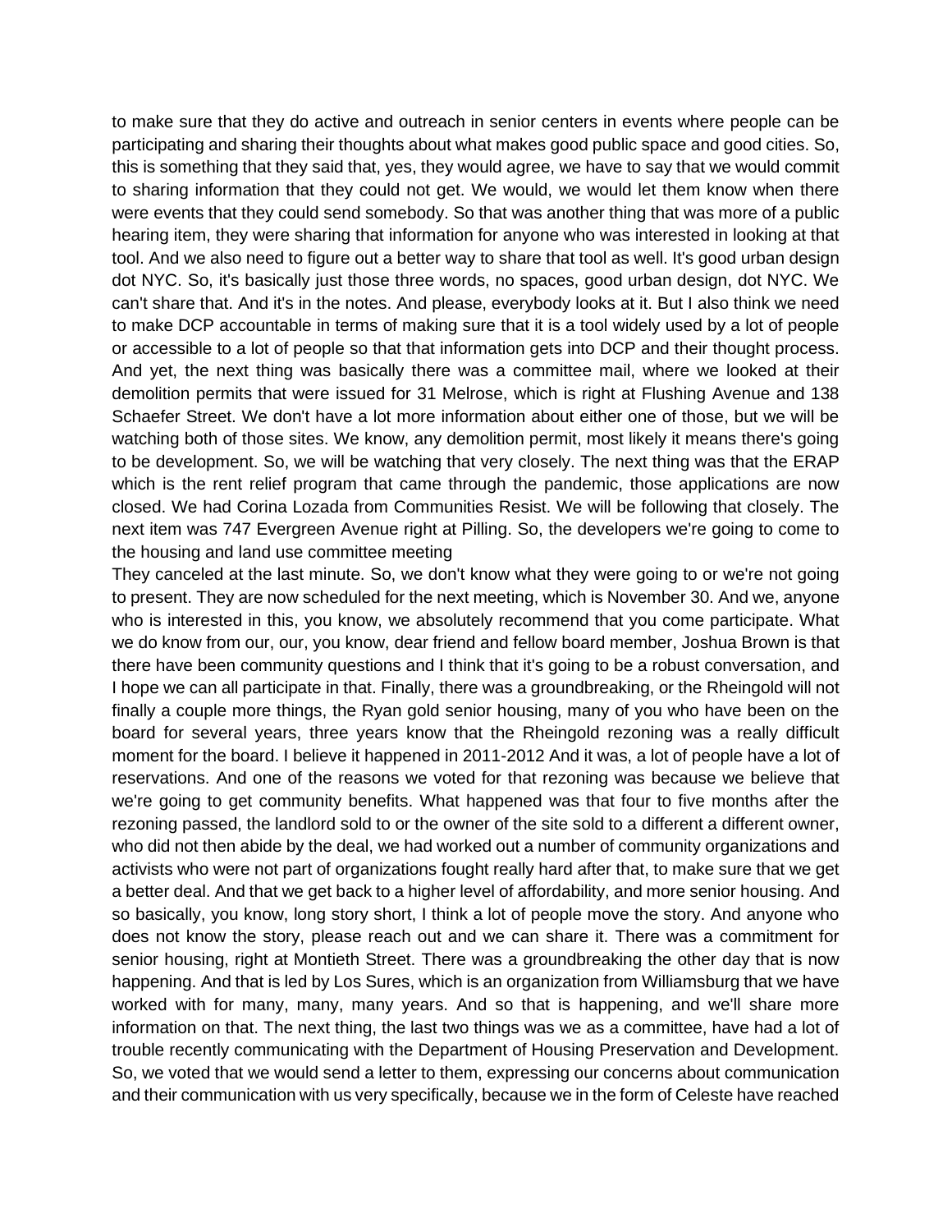to make sure that they do active and outreach in senior centers in events where people can be participating and sharing their thoughts about what makes good public space and good cities. So, this is something that they said that, yes, they would agree, we have to say that we would commit to sharing information that they could not get. We would, we would let them know when there were events that they could send somebody. So that was another thing that was more of a public hearing item, they were sharing that information for anyone who was interested in looking at that tool. And we also need to figure out a better way to share that tool as well. It's good urban design dot NYC. So, it's basically just those three words, no spaces, good urban design, dot NYC. We can't share that. And it's in the notes. And please, everybody looks at it. But I also think we need to make DCP accountable in terms of making sure that it is a tool widely used by a lot of people or accessible to a lot of people so that that information gets into DCP and their thought process. And yet, the next thing was basically there was a committee mail, where we looked at their demolition permits that were issued for 31 Melrose, which is right at Flushing Avenue and 138 Schaefer Street. We don't have a lot more information about either one of those, but we will be watching both of those sites. We know, any demolition permit, most likely it means there's going to be development. So, we will be watching that very closely. The next thing was that the ERAP which is the rent relief program that came through the pandemic, those applications are now closed. We had Corina Lozada from Communities Resist. We will be following that closely. The next item was 747 Evergreen Avenue right at Pilling. So, the developers we're going to come to the housing and land use committee meeting

They canceled at the last minute. So, we don't know what they were going to or we're not going to present. They are now scheduled for the next meeting, which is November 30. And we, anyone who is interested in this, you know, we absolutely recommend that you come participate. What we do know from our, our, you know, dear friend and fellow board member, Joshua Brown is that there have been community questions and I think that it's going to be a robust conversation, and I hope we can all participate in that. Finally, there was a groundbreaking, or the Rheingold will not finally a couple more things, the Ryan gold senior housing, many of you who have been on the board for several years, three years know that the Rheingold rezoning was a really difficult moment for the board. I believe it happened in 2011-2012 And it was, a lot of people have a lot of reservations. And one of the reasons we voted for that rezoning was because we believe that we're going to get community benefits. What happened was that four to five months after the rezoning passed, the landlord sold to or the owner of the site sold to a different a different owner, who did not then abide by the deal, we had worked out a number of community organizations and activists who were not part of organizations fought really hard after that, to make sure that we get a better deal. And that we get back to a higher level of affordability, and more senior housing. And so basically, you know, long story short, I think a lot of people move the story. And anyone who does not know the story, please reach out and we can share it. There was a commitment for senior housing, right at Montieth Street. There was a groundbreaking the other day that is now happening. And that is led by Los Sures, which is an organization from Williamsburg that we have worked with for many, many, many years. And so that is happening, and we'll share more information on that. The next thing, the last two things was we as a committee, have had a lot of trouble recently communicating with the Department of Housing Preservation and Development. So, we voted that we would send a letter to them, expressing our concerns about communication and their communication with us very specifically, because we in the form of Celeste have reached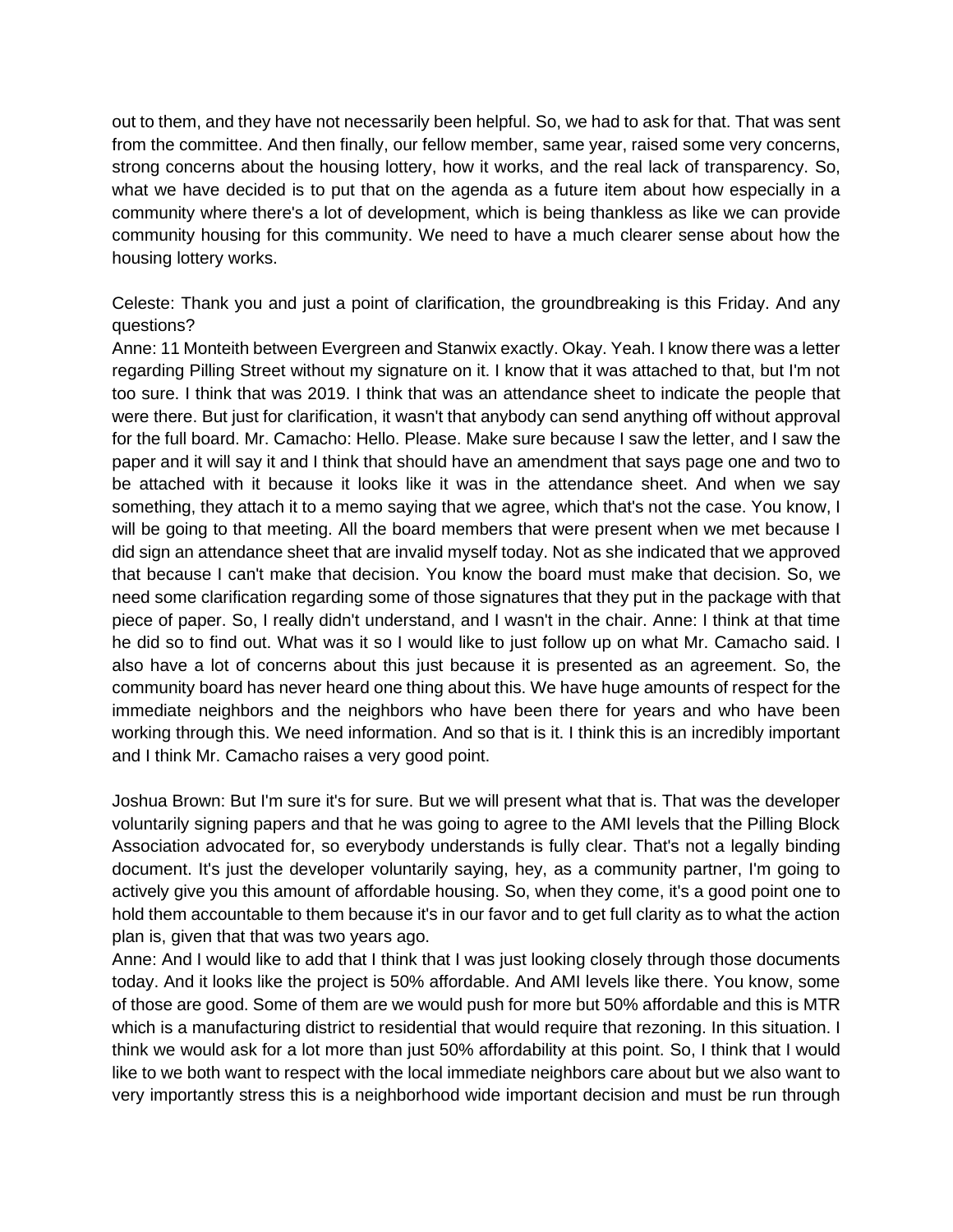out to them, and they have not necessarily been helpful. So, we had to ask for that. That was sent from the committee. And then finally, our fellow member, same year, raised some very concerns, strong concerns about the housing lottery, how it works, and the real lack of transparency. So, what we have decided is to put that on the agenda as a future item about how especially in a community where there's a lot of development, which is being thankless as like we can provide community housing for this community. We need to have a much clearer sense about how the housing lottery works.

Celeste: Thank you and just a point of clarification, the groundbreaking is this Friday. And any questions?

Anne: 11 Monteith between Evergreen and Stanwix exactly. Okay. Yeah. I know there was a letter regarding Pilling Street without my signature on it. I know that it was attached to that, but I'm not too sure. I think that was 2019. I think that was an attendance sheet to indicate the people that were there. But just for clarification, it wasn't that anybody can send anything off without approval for the full board. Mr. Camacho: Hello. Please. Make sure because I saw the letter, and I saw the paper and it will say it and I think that should have an amendment that says page one and two to be attached with it because it looks like it was in the attendance sheet. And when we say something, they attach it to a memo saying that we agree, which that's not the case. You know, I will be going to that meeting. All the board members that were present when we met because I did sign an attendance sheet that are invalid myself today. Not as she indicated that we approved that because I can't make that decision. You know the board must make that decision. So, we need some clarification regarding some of those signatures that they put in the package with that piece of paper. So, I really didn't understand, and I wasn't in the chair. Anne: I think at that time he did so to find out. What was it so I would like to just follow up on what Mr. Camacho said. I also have a lot of concerns about this just because it is presented as an agreement. So, the community board has never heard one thing about this. We have huge amounts of respect for the immediate neighbors and the neighbors who have been there for years and who have been working through this. We need information. And so that is it. I think this is an incredibly important and I think Mr. Camacho raises a very good point.

Joshua Brown: But I'm sure it's for sure. But we will present what that is. That was the developer voluntarily signing papers and that he was going to agree to the AMI levels that the Pilling Block Association advocated for, so everybody understands is fully clear. That's not a legally binding document. It's just the developer voluntarily saying, hey, as a community partner, I'm going to actively give you this amount of affordable housing. So, when they come, it's a good point one to hold them accountable to them because it's in our favor and to get full clarity as to what the action plan is, given that that was two years ago.

Anne: And I would like to add that I think that I was just looking closely through those documents today. And it looks like the project is 50% affordable. And AMI levels like there. You know, some of those are good. Some of them are we would push for more but 50% affordable and this is MTR which is a manufacturing district to residential that would require that rezoning. In this situation. I think we would ask for a lot more than just 50% affordability at this point. So, I think that I would like to we both want to respect with the local immediate neighbors care about but we also want to very importantly stress this is a neighborhood wide important decision and must be run through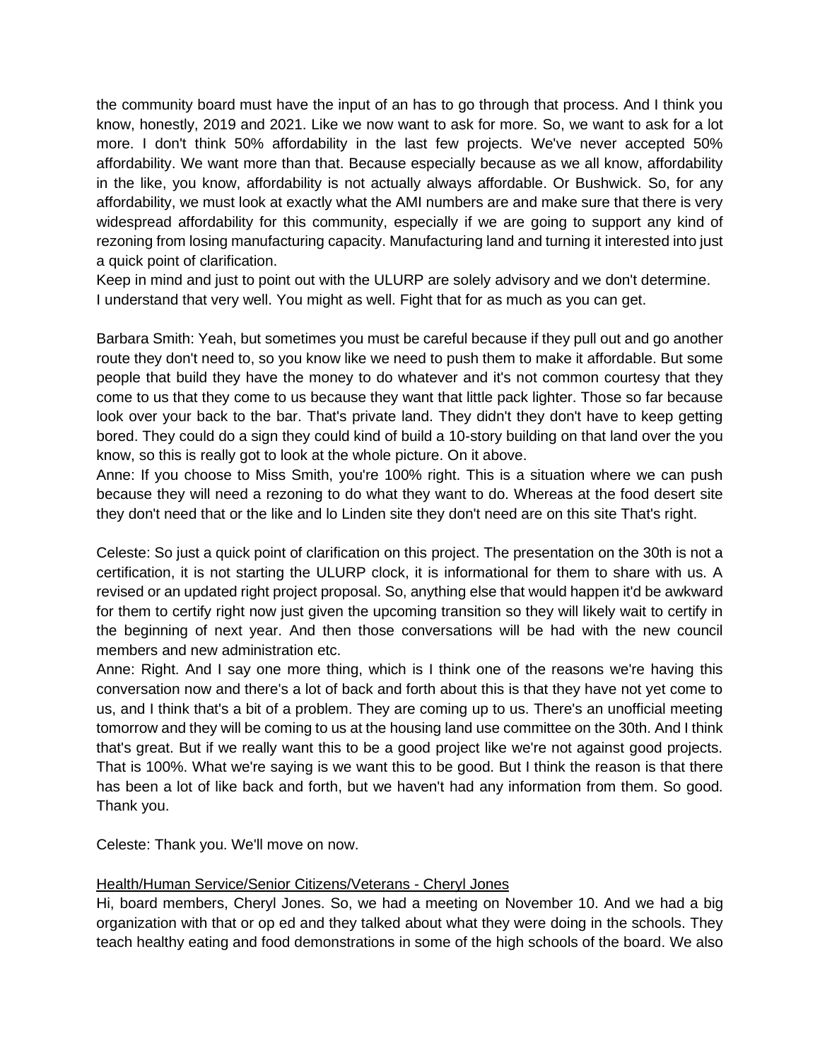the community board must have the input of an has to go through that process. And I think you know, honestly, 2019 and 2021. Like we now want to ask for more. So, we want to ask for a lot more. I don't think 50% affordability in the last few projects. We've never accepted 50% affordability. We want more than that. Because especially because as we all know, affordability in the like, you know, affordability is not actually always affordable. Or Bushwick. So, for any affordability, we must look at exactly what the AMI numbers are and make sure that there is very widespread affordability for this community, especially if we are going to support any kind of rezoning from losing manufacturing capacity. Manufacturing land and turning it interested into just a quick point of clarification.
Keep in mind and just to point out with the ULURP are solely advisory and we don't determine.
I understand that very well. You might as well. Fight that for as much as you can get.

Barbara Smith: Yeah, but sometimes you must be careful because if they pull out and go another route they don't need to, so you know like we need to push them to make it affordable. But some people that build they have the money to do whatever and it's not common courtesy that they come to us that they come to us because they want that little pack lighter. Those so far because look over your back to the bar. That's private land. They didn't they don't have to keep getting bored. They could do a sign they could kind of build a 10-story building on that land over the you know, so this is really got to look at the whole picture. On it above.
Anne: If you choose to Miss Smith, you're 100% right. This is a situation where we can push because they will need a rezoning to do what they want to do. Whereas at the food desert site they don't need that or the like and lo Linden site they don't need are on this site That's right.

Celeste: So just a quick point of clarification on this project. The presentation on the 30th is not a certification, it is not starting the ULURP clock, it is informational for them to share with us. A revised or an updated right project proposal. So, anything else that would happen it'd be awkward for them to certify right now just given the upcoming transition so they will likely wait to certify in the beginning of next year. And then those conversations will be had with the new council members and new administration etc.
Anne: Right. And I say one more thing, which is I think one of the reasons we're having this conversation now and there's a lot of back and forth about this is that they have not yet come to us, and I think that's a bit of a problem. They are coming up to us. There's an unofficial meeting tomorrow and they will be coming to us at the housing land use committee on the 30th. And I think that's great. But if we really want this to be a good project like we're not against good projects. That is 100%. What we're saying is we want this to be good. But I think the reason is that there has been a lot of like back and forth, but we haven't had any information from them. So good. Thank you.

Celeste: Thank you. We'll move on now.

<u>Health/Human Service/Senior Citizens/Veterans - Cheryl Jones</u>
Hi, board members, Cheryl Jones. So, we had a meeting on November 10. And we had a big organization with that or op ed and they talked about what they were doing in the schools. They teach healthy eating and food demonstrations in some of the high schools of the board. We also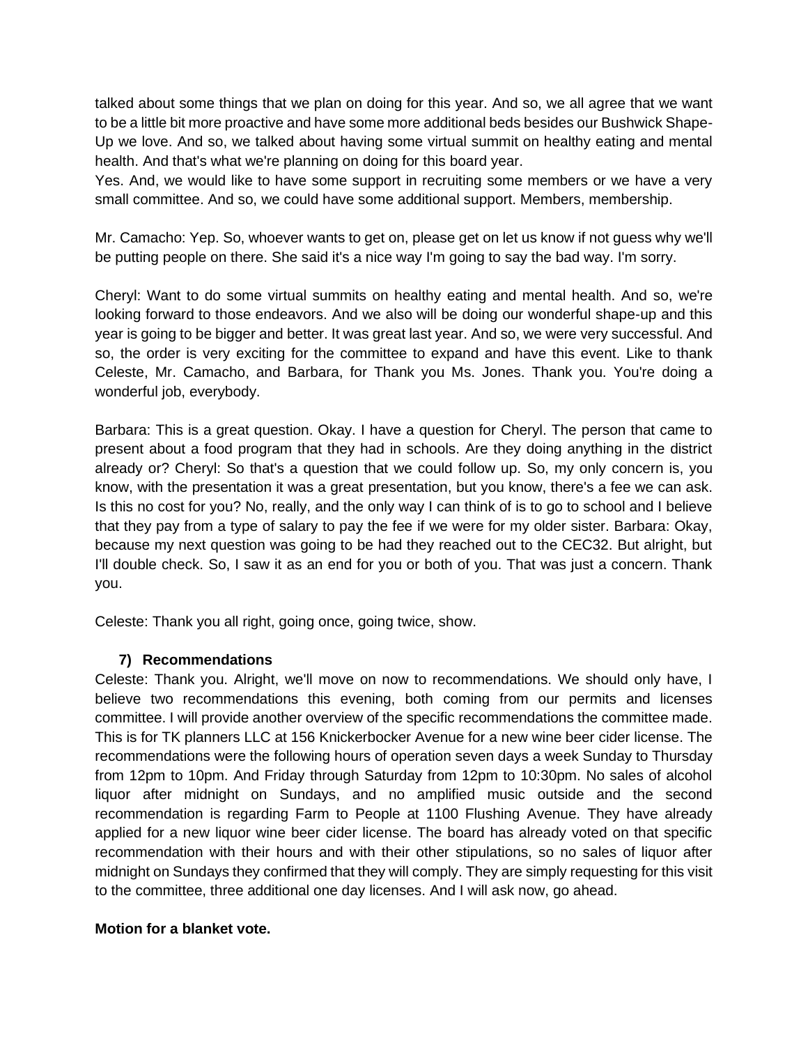talked about some things that we plan on doing for this year. And so, we all agree that we want to be a little bit more proactive and have some more additional beds besides our Bushwick Shape-Up we love. And so, we talked about having some virtual summit on healthy eating and mental health. And that's what we're planning on doing for this board year.
Yes. And, we would like to have some support in recruiting some members or we have a very small committee. And so, we could have some additional support. Members, membership.

Mr. Camacho: Yep. So, whoever wants to get on, please get on let us know if not guess why we'll be putting people on there. She said it's a nice way I'm going to say the bad way. I'm sorry.

Cheryl: Want to do some virtual summits on healthy eating and mental health. And so, we're looking forward to those endeavors. And we also will be doing our wonderful shape-up and this year is going to be bigger and better. It was great last year. And so, we were very successful. And so, the order is very exciting for the committee to expand and have this event. Like to thank Celeste, Mr. Camacho, and Barbara, for Thank you Ms. Jones. Thank you. You're doing a wonderful job, everybody.

Barbara: This is a great question. Okay. I have a question for Cheryl. The person that came to present about a food program that they had in schools. Are they doing anything in the district already or? Cheryl: So that's a question that we could follow up. So, my only concern is, you know, with the presentation it was a great presentation, but you know, there's a fee we can ask. Is this no cost for you? No, really, and the only way I can think of is to go to school and I believe that they pay from a type of salary to pay the fee if we were for my older sister. Barbara: Okay, because my next question was going to be had they reached out to the CEC32. But alright, but I'll double check. So, I saw it as an end for you or both of you. That was just a concern. Thank you.

Celeste: Thank you all right, going once, going twice, show.

### 7) Recommendations

Celeste: Thank you. Alright, we'll move on now to recommendations. We should only have, I believe two recommendations this evening, both coming from our permits and licenses committee. I will provide another overview of the specific recommendations the committee made. This is for TK planners LLC at 156 Knickerbocker Avenue for a new wine beer cider license. The recommendations were the following hours of operation seven days a week Sunday to Thursday from 12pm to 10pm. And Friday through Saturday from 12pm to 10:30pm. No sales of alcohol liquor after midnight on Sundays, and no amplified music outside and the second recommendation is regarding Farm to People at 1100 Flushing Avenue. They have already applied for a new liquor wine beer cider license. The board has already voted on that specific recommendation with their hours and with their other stipulations, so no sales of liquor after midnight on Sundays they confirmed that they will comply. They are simply requesting for this visit to the committee, three additional one day licenses. And I will ask now, go ahead.

**Motion for a blanket vote.**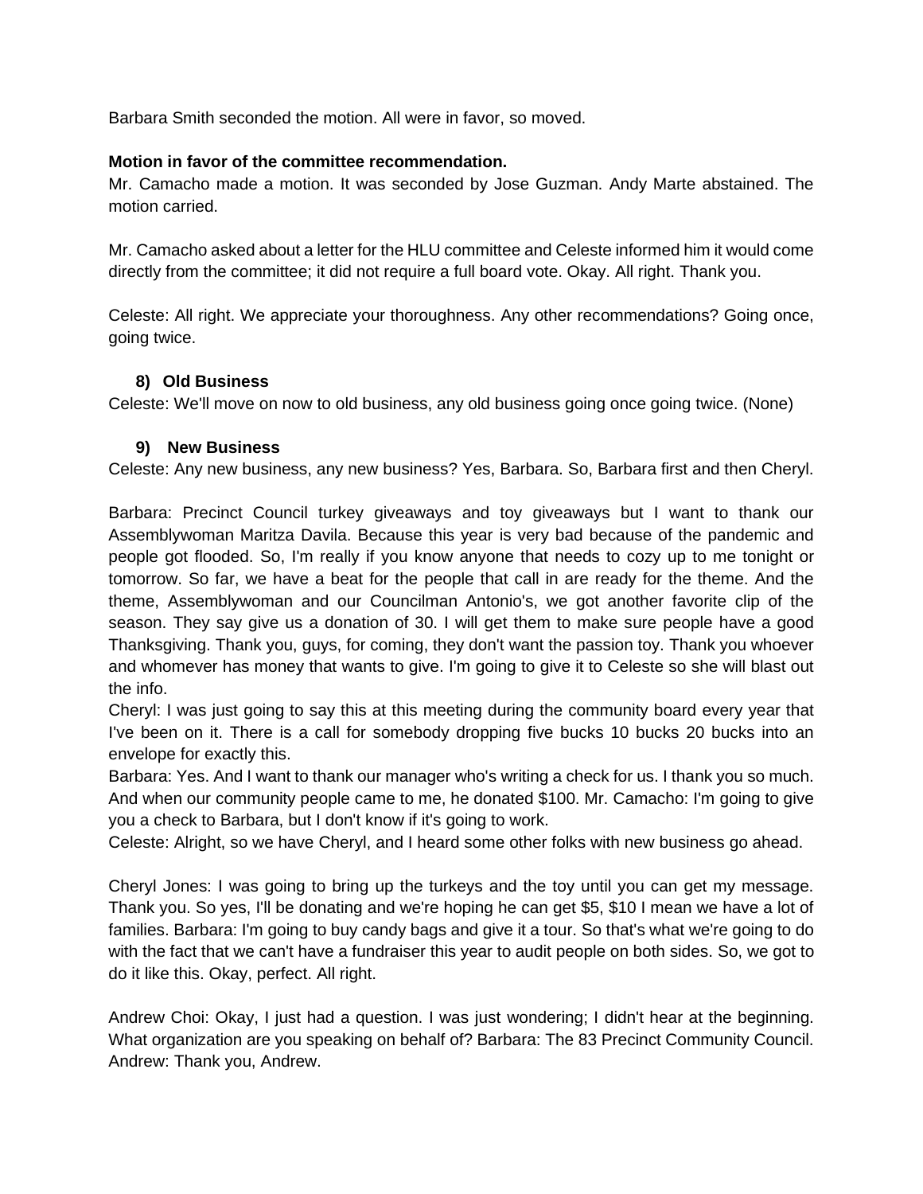Barbara Smith seconded the motion. All were in favor, so moved.

**Motion in favor of the committee recommendation.**
Mr. Camacho made a motion. It was seconded by Jose Guzman. Andy Marte abstained. The motion carried.

Mr. Camacho asked about a letter for the HLU committee and Celeste informed him it would come directly from the committee; it did not require a full board vote. Okay. All right. Thank you.

Celeste: All right. We appreciate your thoroughness. Any other recommendations? Going once, going twice.

## 8) Old Business

Celeste: We'll move on now to old business, any old business going once going twice. (None)

## 9) New Business

Celeste: Any new business, any new business? Yes, Barbara. So, Barbara first and then Cheryl.

Barbara: Precinct Council turkey giveaways and toy giveaways but I want to thank our Assemblywoman Maritza Davila. Because this year is very bad because of the pandemic and people got flooded. So, I'm really if you know anyone that needs to cozy up to me tonight or tomorrow. So far, we have a beat for the people that call in are ready for the theme. And the theme, Assemblywoman and our Councilman Antonio's, we got another favorite clip of the season. They say give us a donation of 30. I will get them to make sure people have a good Thanksgiving. Thank you, guys, for coming, they don't want the passion toy. Thank you whoever and whomever has money that wants to give. I'm going to give it to Celeste so she will blast out the info.
Cheryl: I was just going to say this at this meeting during the community board every year that I've been on it. There is a call for somebody dropping five bucks 10 bucks 20 bucks into an envelope for exactly this.
Barbara: Yes. And I want to thank our manager who's writing a check for us. I thank you so much. And when our community people came to me, he donated $100. Mr. Camacho: I'm going to give you a check to Barbara, but I don't know if it's going to work.
Celeste: Alright, so we have Cheryl, and I heard some other folks with new business go ahead.

Cheryl Jones: I was going to bring up the turkeys and the toy until you can get my message. Thank you. So yes, I'll be donating and we're hoping he can get $5, $10 I mean we have a lot of families. Barbara: I'm going to buy candy bags and give it a tour. So that's what we're going to do with the fact that we can't have a fundraiser this year to audit people on both sides. So, we got to do it like this. Okay, perfect. All right.

Andrew Choi: Okay, I just had a question. I was just wondering; I didn't hear at the beginning. What organization are you speaking on behalf of? Barbara: The 83 Precinct Community Council. Andrew: Thank you, Andrew.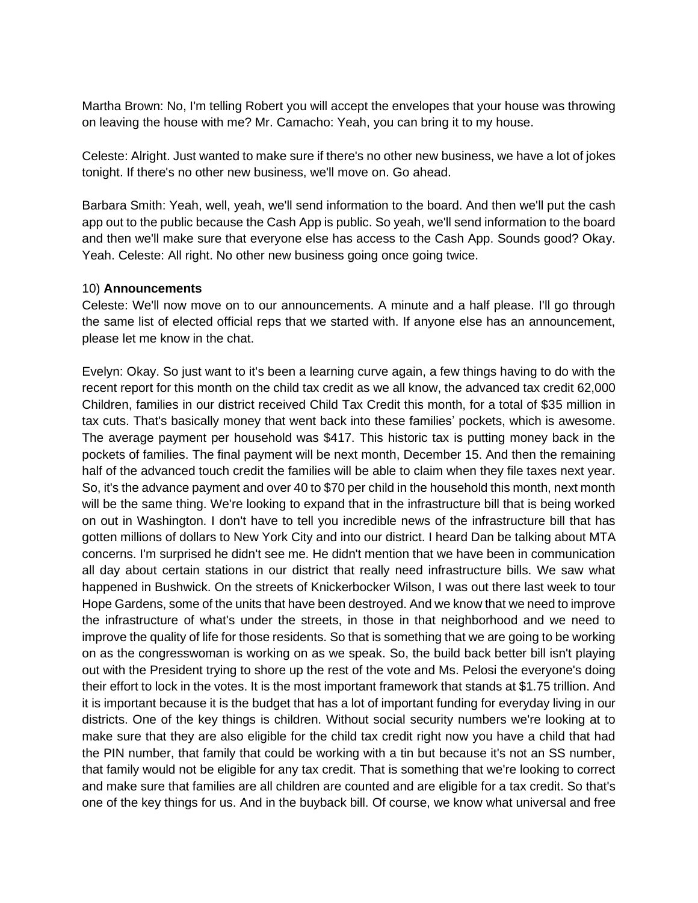Martha Brown: No, I'm telling Robert you will accept the envelopes that your house was throwing on leaving the house with me? Mr. Camacho: Yeah, you can bring it to my house.

Celeste: Alright. Just wanted to make sure if there's no other new business, we have a lot of jokes tonight. If there's no other new business, we'll move on. Go ahead.

Barbara Smith: Yeah, well, yeah, we'll send information to the board. And then we'll put the cash app out to the public because the Cash App is public. So yeah, we'll send information to the board and then we'll make sure that everyone else has access to the Cash App. Sounds good? Okay. Yeah. Celeste: All right. No other new business going once going twice.

10) **Announcements**

Celeste: We'll now move on to our announcements. A minute and a half please. I'll go through the same list of elected official reps that we started with. If anyone else has an announcement, please let me know in the chat.

Evelyn: Okay. So just want to it's been a learning curve again, a few things having to do with the recent report for this month on the child tax credit as we all know, the advanced tax credit 62,000 Children, families in our district received Child Tax Credit this month, for a total of $35 million in tax cuts. That's basically money that went back into these families' pockets, which is awesome. The average payment per household was $417. This historic tax is putting money back in the pockets of families. The final payment will be next month, December 15. And then the remaining half of the advanced touch credit the families will be able to claim when they file taxes next year. So, it's the advance payment and over 40 to $70 per child in the household this month, next month will be the same thing. We're looking to expand that in the infrastructure bill that is being worked on out in Washington. I don't have to tell you incredible news of the infrastructure bill that has gotten millions of dollars to New York City and into our district. I heard Dan be talking about MTA concerns. I'm surprised he didn't see me. He didn't mention that we have been in communication all day about certain stations in our district that really need infrastructure bills. We saw what happened in Bushwick. On the streets of Knickerbocker Wilson, I was out there last week to tour Hope Gardens, some of the units that have been destroyed. And we know that we need to improve the infrastructure of what's under the streets, in those in that neighborhood and we need to improve the quality of life for those residents. So that is something that we are going to be working on as the congresswoman is working on as we speak. So, the build back better bill isn't playing out with the President trying to shore up the rest of the vote and Ms. Pelosi the everyone's doing their effort to lock in the votes. It is the most important framework that stands at $1.75 trillion. And it is important because it is the budget that has a lot of important funding for everyday living in our districts. One of the key things is children. Without social security numbers we're looking at to make sure that they are also eligible for the child tax credit right now you have a child that had the PIN number, that family that could be working with a tin but because it's not an SS number, that family would not be eligible for any tax credit. That is something that we're looking to correct and make sure that families are all children are counted and are eligible for a tax credit. So that's one of the key things for us. And in the buyback bill. Of course, we know what universal and free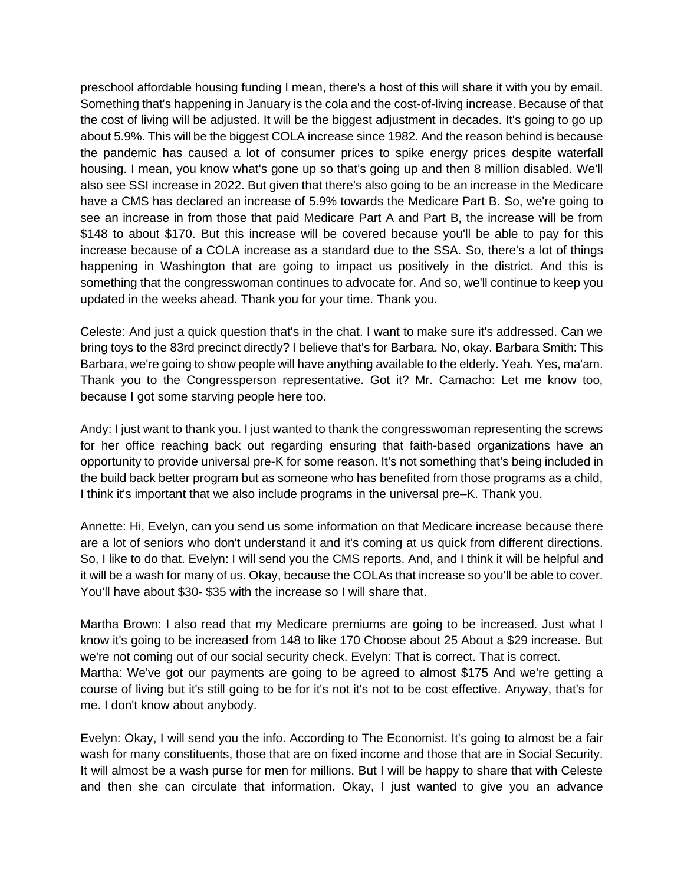preschool affordable housing funding I mean, there's a host of this will share it with you by email. Something that's happening in January is the cola and the cost-of-living increase. Because of that the cost of living will be adjusted. It will be the biggest adjustment in decades. It's going to go up about 5.9%. This will be the biggest COLA increase since 1982. And the reason behind is because the pandemic has caused a lot of consumer prices to spike energy prices despite waterfall housing. I mean, you know what's gone up so that's going up and then 8 million disabled. We'll also see SSI increase in 2022. But given that there's also going to be an increase in the Medicare have a CMS has declared an increase of 5.9% towards the Medicare Part B. So, we're going to see an increase in from those that paid Medicare Part A and Part B, the increase will be from $148 to about $170. But this increase will be covered because you'll be able to pay for this increase because of a COLA increase as a standard due to the SSA. So, there's a lot of things happening in Washington that are going to impact us positively in the district. And this is something that the congresswoman continues to advocate for. And so, we'll continue to keep you updated in the weeks ahead. Thank you for your time. Thank you.

Celeste: And just a quick question that's in the chat. I want to make sure it's addressed. Can we bring toys to the 83rd precinct directly? I believe that's for Barbara. No, okay. Barbara Smith: This Barbara, we're going to show people will have anything available to the elderly. Yeah. Yes, ma'am. Thank you to the Congressperson representative. Got it? Mr. Camacho: Let me know too, because I got some starving people here too.

Andy: I just want to thank you. I just wanted to thank the congresswoman representing the screws for her office reaching back out regarding ensuring that faith-based organizations have an opportunity to provide universal pre-K for some reason. It's not something that's being included in the build back better program but as someone who has benefited from those programs as a child, I think it's important that we also include programs in the universal pre–K. Thank you.

Annette: Hi, Evelyn, can you send us some information on that Medicare increase because there are a lot of seniors who don't understand it and it's coming at us quick from different directions. So, I like to do that. Evelyn: I will send you the CMS reports. And, and I think it will be helpful and it will be a wash for many of us. Okay, because the COLAs that increase so you'll be able to cover. You'll have about $30- $35 with the increase so I will share that.

Martha Brown: I also read that my Medicare premiums are going to be increased. Just what I know it's going to be increased from 148 to like 170 Choose about 25 About a $29 increase. But we're not coming out of our social security check. Evelyn: That is correct. That is correct.
Martha: We've got our payments are going to be agreed to almost $175 And we're getting a course of living but it's still going to be for it's not it's not to be cost effective. Anyway, that's for me. I don't know about anybody.

Evelyn: Okay, I will send you the info. According to The Economist. It's going to almost be a fair wash for many constituents, those that are on fixed income and those that are in Social Security. It will almost be a wash purse for men for millions. But I will be happy to share that with Celeste and then she can circulate that information. Okay, I just wanted to give you an advance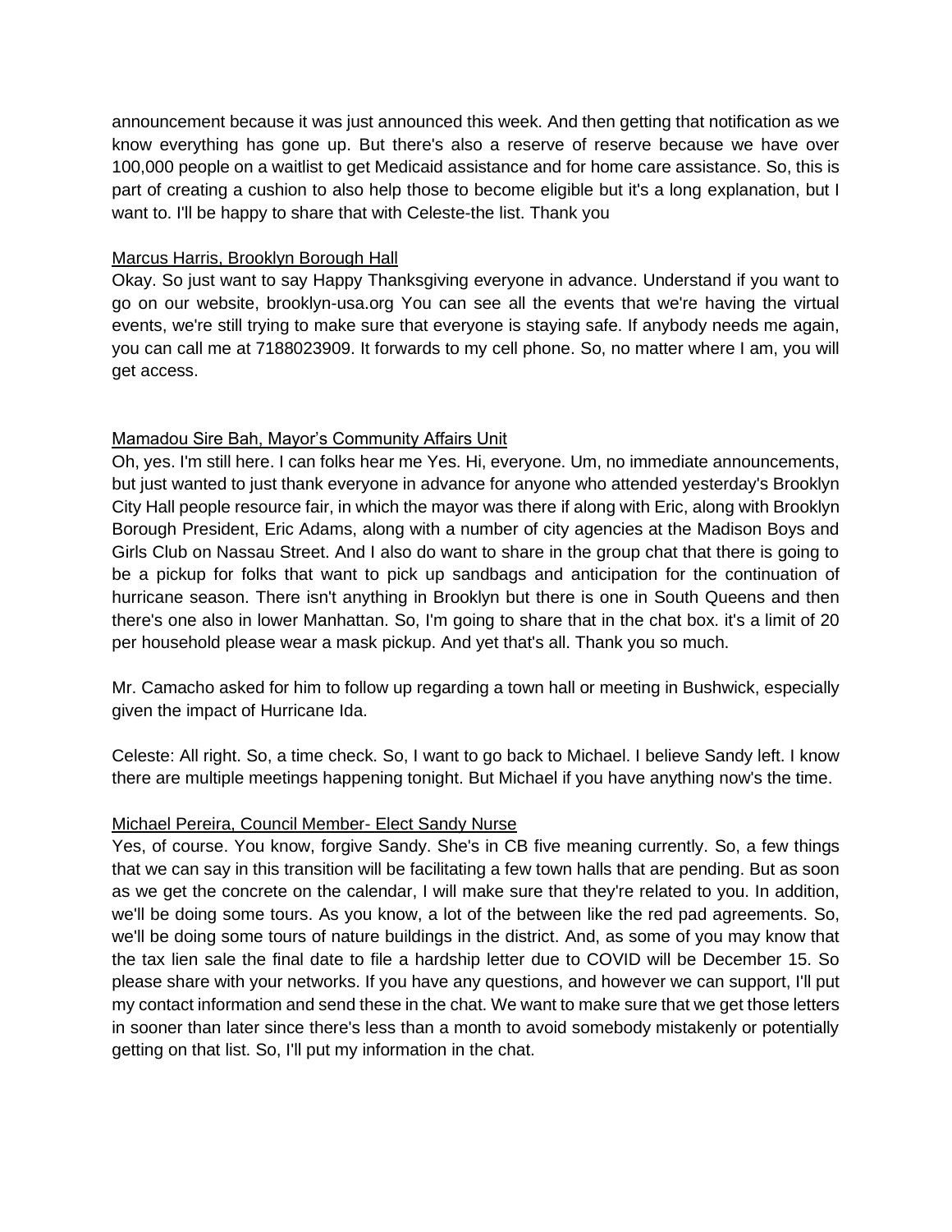announcement because it was just announced this week. And then getting that notification as we know everything has gone up. But there's also a reserve of reserve because we have over 100,000 people on a waitlist to get Medicaid assistance and for home care assistance. So, this is part of creating a cushion to also help those to become eligible but it's a long explanation, but I want to. I'll be happy to share that with Celeste-the list. Thank you

<u>Marcus Harris, Brooklyn Borough Hall</u>

Okay. So just want to say Happy Thanksgiving everyone in advance. Understand if you want to go on our website, brooklyn-usa.org You can see all the events that we're having the virtual events, we're still trying to make sure that everyone is staying safe. If anybody needs me again, you can call me at 7188023909. It forwards to my cell phone. So, no matter where I am, you will get access.

<u>Mamadou Sire Bah, Mayor's Community Affairs Unit</u>

Oh, yes. I'm still here. I can folks hear me Yes. Hi, everyone. Um, no immediate announcements, but just wanted to just thank everyone in advance for anyone who attended yesterday's Brooklyn City Hall people resource fair, in which the mayor was there if along with Eric, along with Brooklyn Borough President, Eric Adams, along with a number of city agencies at the Madison Boys and Girls Club on Nassau Street. And I also do want to share in the group chat that there is going to be a pickup for folks that want to pick up sandbags and anticipation for the continuation of hurricane season. There isn't anything in Brooklyn but there is one in South Queens and then there's one also in lower Manhattan. So, I'm going to share that in the chat box. it's a limit of 20 per household please wear a mask pickup. And yet that's all. Thank you so much.

Mr. Camacho asked for him to follow up regarding a town hall or meeting in Bushwick, especially given the impact of Hurricane Ida.

Celeste: All right. So, a time check. So, I want to go back to Michael. I believe Sandy left. I know there are multiple meetings happening tonight. But Michael if you have anything now's the time.

<u>Michael Pereira, Council Member- Elect Sandy Nurse</u>

Yes, of course. You know, forgive Sandy. She's in CB five meaning currently. So, a few things that we can say in this transition will be facilitating a few town halls that are pending. But as soon as we get the concrete on the calendar, I will make sure that they're related to you. In addition, we'll be doing some tours. As you know, a lot of the between like the red pad agreements. So, we'll be doing some tours of nature buildings in the district. And, as some of you may know that the tax lien sale the final date to file a hardship letter due to COVID will be December 15. So please share with your networks. If you have any questions, and however we can support, I'll put my contact information and send these in the chat. We want to make sure that we get those letters in sooner than later since there's less than a month to avoid somebody mistakenly or potentially getting on that list. So, I'll put my information in the chat.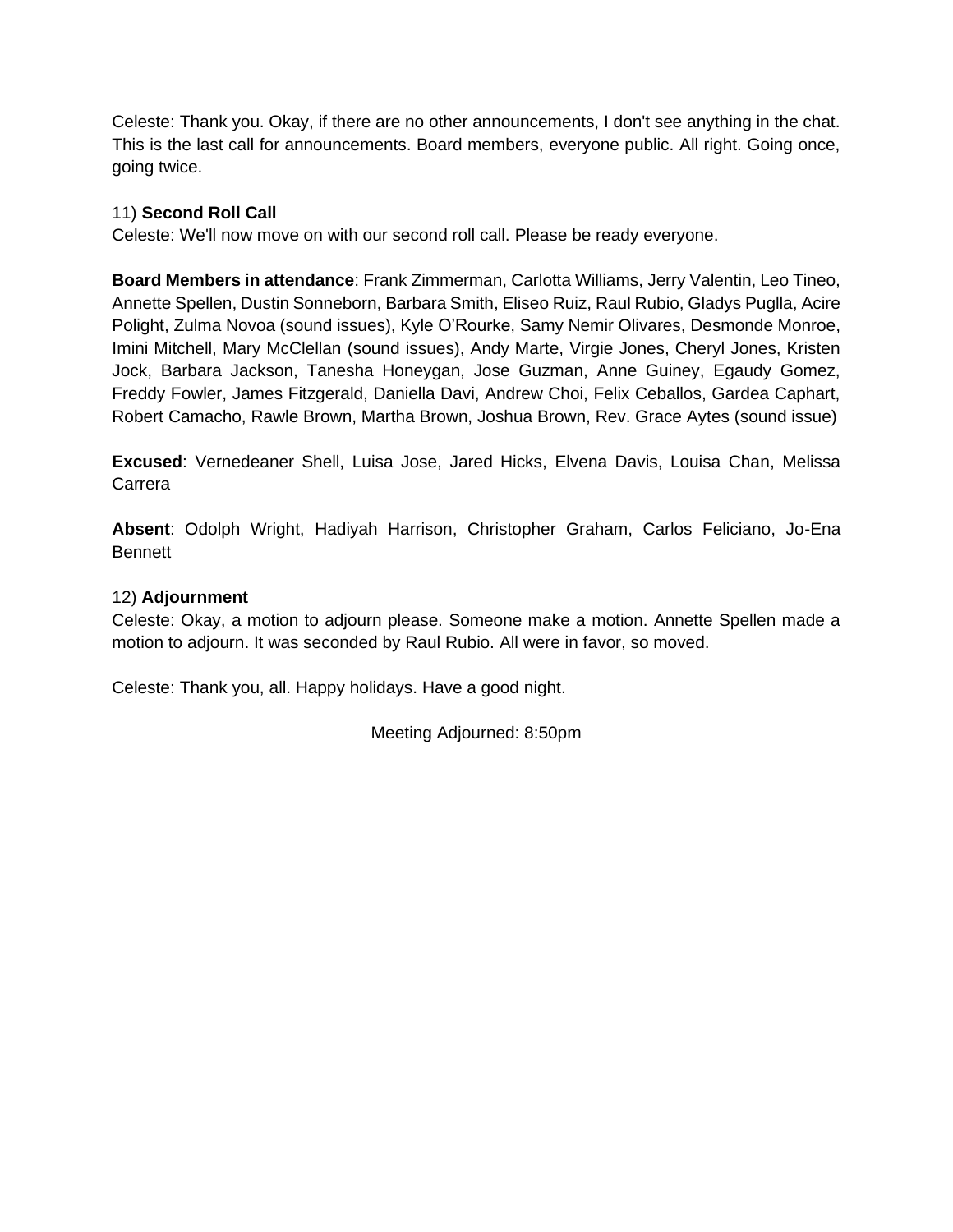Celeste: Thank you. Okay, if there are no other announcements, I don't see anything in the chat. This is the last call for announcements. Board members, everyone public. All right. Going once, going twice.

11) **Second Roll Call**

Celeste: We'll now move on with our second roll call. Please be ready everyone.

**Board Members in attendance**: Frank Zimmerman, Carlotta Williams, Jerry Valentin, Leo Tineo, Annette Spellen, Dustin Sonneborn, Barbara Smith, Eliseo Ruiz, Raul Rubio, Gladys Puglla, Acire Polight, Zulma Novoa (sound issues), Kyle O'Rourke, Samy Nemir Olivares, Desmonde Monroe, Imini Mitchell, Mary McClellan (sound issues), Andy Marte, Virgie Jones, Cheryl Jones, Kristen Jock, Barbara Jackson, Tanesha Honeygan, Jose Guzman, Anne Guiney, Egaudy Gomez, Freddy Fowler, James Fitzgerald, Daniella Davi, Andrew Choi, Felix Ceballos, Gardea Caphart, Robert Camacho, Rawle Brown, Martha Brown, Joshua Brown, Rev. Grace Aytes (sound issue)

**Excused**: Vernedeaner Shell, Luisa Jose, Jared Hicks, Elvena Davis, Louisa Chan, Melissa Carrera

**Absent**: Odolph Wright, Hadiyah Harrison, Christopher Graham, Carlos Feliciano, Jo-Ena Bennett

12) **Adjournment**

Celeste: Okay, a motion to adjourn please. Someone make a motion. Annette Spellen made a motion to adjourn. It was seconded by Raul Rubio. All were in favor, so moved.

Celeste: Thank you, all. Happy holidays. Have a good night.

Meeting Adjourned: 8:50pm